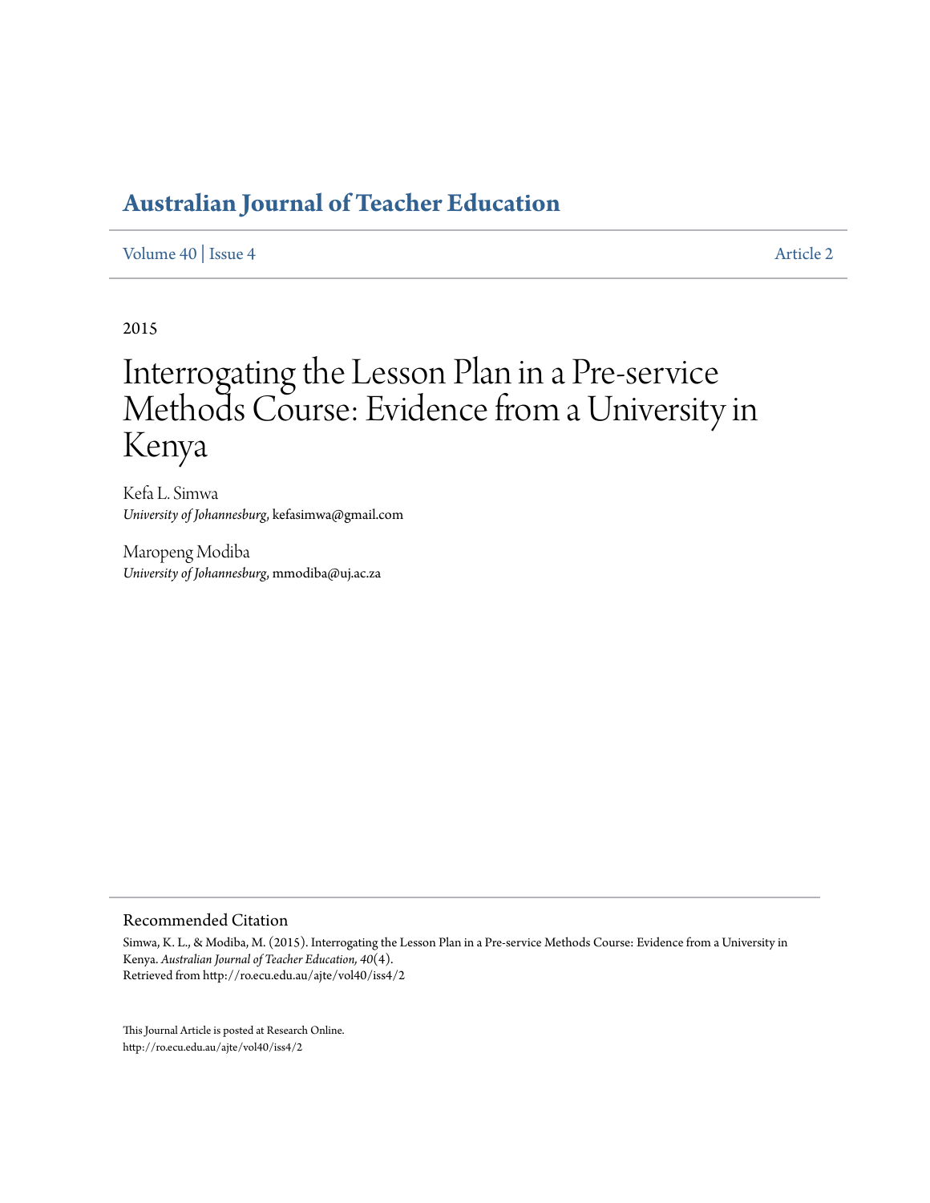# Australian Journal of Teacher Education

Volume 40 | Issue 4 Article 2

2015

# Interrogating the Lesson Plan in a Pre-service Methods Course: Evidence from a University in Kenya

Kefa L. Simwa
*University of Johannesburg*, kefasimwa@gmail.com

Maropeng Modiba
*University of Johannesburg*, mmodiba@uj.ac.za

## Recommended Citation

Simwa, K. L., & Modiba, M. (2015). Interrogating the Lesson Plan in a Pre-service Methods Course: Evidence from a University in Kenya. *Australian Journal of Teacher Education, 40*(4).
Retrieved from http://ro.ecu.edu.au/ajte/vol40/iss4/2

This Journal Article is posted at Research Online.
http://ro.ecu.edu.au/ajte/vol40/iss4/2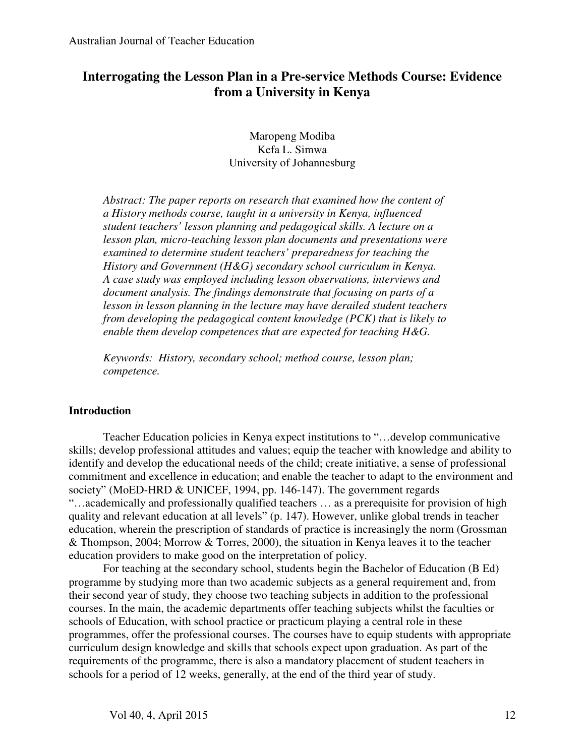# Interrogating the Lesson Plan in a Pre-service Methods Course: Evidence from a University in Kenya

Maropeng Modiba
Kefa L. Simwa
University of Johannesburg

*Abstract: The paper reports on research that examined how the content of a History methods course, taught in a university in Kenya, influenced student teachers' lesson planning and pedagogical skills. A lecture on a lesson plan, micro-teaching lesson plan documents and presentations were examined to determine student teachers' preparedness for teaching the History and Government (H&G) secondary school curriculum in Kenya. A case study was employed including lesson observations, interviews and document analysis. The findings demonstrate that focusing on parts of a lesson in lesson planning in the lecture may have derailed student teachers from developing the pedagogical content knowledge (PCK) that is likely to enable them develop competences that are expected for teaching H&G.*

*Keywords: History, secondary school; method course, lesson plan; competence.*

## Introduction

Teacher Education policies in Kenya expect institutions to "…develop communicative skills; develop professional attitudes and values; equip the teacher with knowledge and ability to identify and develop the educational needs of the child; create initiative, a sense of professional commitment and excellence in education; and enable the teacher to adapt to the environment and society" (MoED-HRD & UNICEF, 1994, pp. 146-147). The government regards "…academically and professionally qualified teachers … as a prerequisite for provision of high quality and relevant education at all levels" (p. 147). However, unlike global trends in teacher education, wherein the prescription of standards of practice is increasingly the norm (Grossman & Thompson, 2004; Morrow & Torres, 2000), the situation in Kenya leaves it to the teacher education providers to make good on the interpretation of policy.

For teaching at the secondary school, students begin the Bachelor of Education (B Ed) programme by studying more than two academic subjects as a general requirement and, from their second year of study, they choose two teaching subjects in addition to the professional courses. In the main, the academic departments offer teaching subjects whilst the faculties or schools of Education, with school practice or practicum playing a central role in these programmes, offer the professional courses. The courses have to equip students with appropriate curriculum design knowledge and skills that schools expect upon graduation. As part of the requirements of the programme, there is also a mandatory placement of student teachers in schools for a period of 12 weeks, generally, at the end of the third year of study.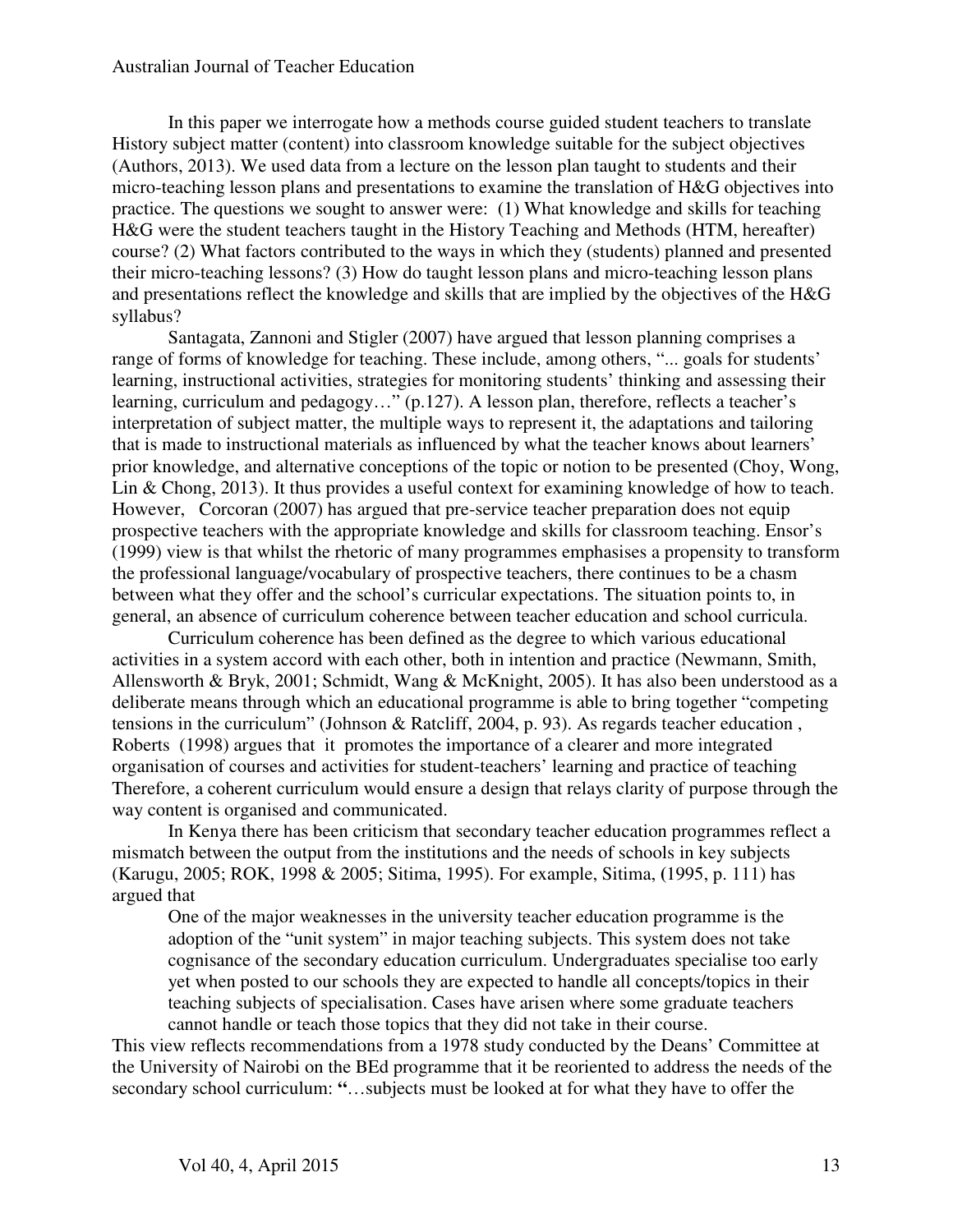In this paper we interrogate how a methods course guided student teachers to translate History subject matter (content) into classroom knowledge suitable for the subject objectives (Authors, 2013). We used data from a lecture on the lesson plan taught to students and their micro-teaching lesson plans and presentations to examine the translation of H&G objectives into practice. The questions we sought to answer were: (1) What knowledge and skills for teaching H&G were the student teachers taught in the History Teaching and Methods (HTM, hereafter) course? (2) What factors contributed to the ways in which they (students) planned and presented their micro-teaching lessons? (3) How do taught lesson plans and micro-teaching lesson plans and presentations reflect the knowledge and skills that are implied by the objectives of the H&G syllabus?

Santagata, Zannoni and Stigler (2007) have argued that lesson planning comprises a range of forms of knowledge for teaching. These include, among others, "... goals for students' learning, instructional activities, strategies for monitoring students' thinking and assessing their learning, curriculum and pedagogy…" (p.127). A lesson plan, therefore, reflects a teacher's interpretation of subject matter, the multiple ways to represent it, the adaptations and tailoring that is made to instructional materials as influenced by what the teacher knows about learners' prior knowledge, and alternative conceptions of the topic or notion to be presented (Choy, Wong, Lin & Chong, 2013). It thus provides a useful context for examining knowledge of how to teach. However, Corcoran (2007) has argued that pre-service teacher preparation does not equip prospective teachers with the appropriate knowledge and skills for classroom teaching. Ensor's (1999) view is that whilst the rhetoric of many programmes emphasises a propensity to transform the professional language/vocabulary of prospective teachers, there continues to be a chasm between what they offer and the school's curricular expectations. The situation points to, in general, an absence of curriculum coherence between teacher education and school curricula.

Curriculum coherence has been defined as the degree to which various educational activities in a system accord with each other, both in intention and practice (Newmann, Smith, Allensworth & Bryk, 2001; Schmidt, Wang & McKnight, 2005). It has also been understood as a deliberate means through which an educational programme is able to bring together "competing tensions in the curriculum" (Johnson & Ratcliff, 2004, p. 93). As regards teacher education , Roberts (1998) argues that it promotes the importance of a clearer and more integrated organisation of courses and activities for student-teachers' learning and practice of teaching Therefore, a coherent curriculum would ensure a design that relays clarity of purpose through the way content is organised and communicated.

In Kenya there has been criticism that secondary teacher education programmes reflect a mismatch between the output from the institutions and the needs of schools in key subjects (Karugu, 2005; ROK, 1998 & 2005; Sitima, 1995). For example, Sitima, (1995, p. 111) has argued that

> One of the major weaknesses in the university teacher education programme is the adoption of the "unit system" in major teaching subjects. This system does not take cognisance of the secondary education curriculum. Undergraduates specialise too early yet when posted to our schools they are expected to handle all concepts/topics in their teaching subjects of specialisation. Cases have arisen where some graduate teachers cannot handle or teach those topics that they did not take in their course.

This view reflects recommendations from a 1978 study conducted by the Deans' Committee at the University of Nairobi on the BEd programme that it be reoriented to address the needs of the secondary school curriculum: "…subjects must be looked at for what they have to offer the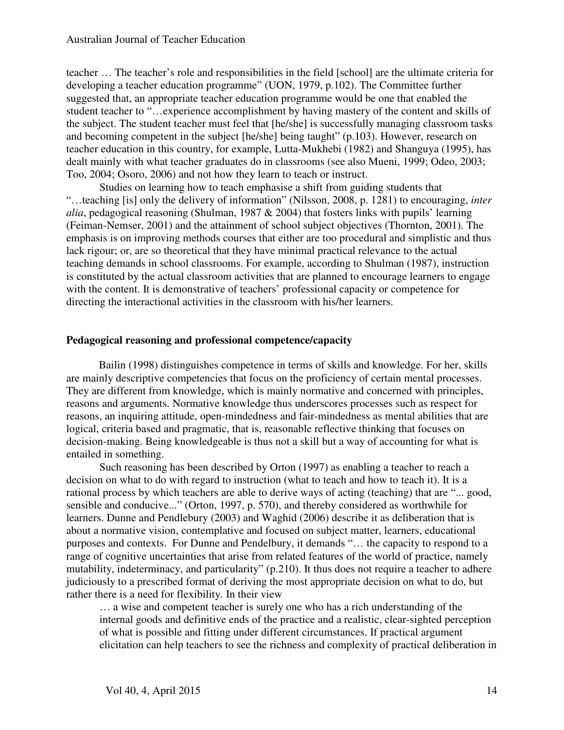teacher … The teacher's role and responsibilities in the field [school] are the ultimate criteria for developing a teacher education programme" (UON, 1979, p.102). The Committee further suggested that, an appropriate teacher education programme would be one that enabled the student teacher to "…experience accomplishment by having mastery of the content and skills of the subject. The student teacher must feel that [he/she] is successfully managing classroom tasks and becoming competent in the subject [he/she] being taught" (p.103). However, research on teacher education in this country, for example, Lutta-Mukhebi (1982) and Shanguya (1995), has dealt mainly with what teacher graduates do in classrooms (see also Mueni, 1999; Odeo, 2003; Too, 2004; Osoro, 2006) and not how they learn to teach or instruct.

Studies on learning how to teach emphasise a shift from guiding students that "…teaching [is] only the delivery of information" (Nilsson, 2008, p. 1281) to encouraging, *inter alia*, pedagogical reasoning (Shulman, 1987 & 2004) that fosters links with pupils' learning (Feiman-Nemser, 2001) and the attainment of school subject objectives (Thornton, 2001). The emphasis is on improving methods courses that either are too procedural and simplistic and thus lack rigour; or, are so theoretical that they have minimal practical relevance to the actual teaching demands in school classrooms. For example, according to Shulman (1987), instruction is constituted by the actual classroom activities that are planned to encourage learners to engage with the content. It is demonstrative of teachers' professional capacity or competence for directing the interactional activities in the classroom with his/her learners.

### Pedagogical reasoning and professional competence/capacity

Bailin (1998) distinguishes competence in terms of skills and knowledge. For her, skills are mainly descriptive competencies that focus on the proficiency of certain mental processes. They are different from knowledge, which is mainly normative and concerned with principles, reasons and arguments. Normative knowledge thus underscores processes such as respect for reasons, an inquiring attitude, open-mindedness and fair-mindedness as mental abilities that are logical, criteria based and pragmatic, that is, reasonable reflective thinking that focuses on decision-making. Being knowledgeable is thus not a skill but a way of accounting for what is entailed in something.

Such reasoning has been described by Orton (1997) as enabling a teacher to reach a decision on what to do with regard to instruction (what to teach and how to teach it). It is a rational process by which teachers are able to derive ways of acting (teaching) that are "... good, sensible and conducive..." (Orton, 1997, p. 570), and thereby considered as worthwhile for learners. Dunne and Pendlebury (2003) and Waghid (2006) describe it as deliberation that is about a normative vision, contemplative and focused on subject matter, learners, educational purposes and contexts. For Dunne and Pendelbury, it demands "… the capacity to respond to a range of cognitive uncertainties that arise from related features of the world of practice, namely mutability, indeterminacy, and particularity" (p.210). It thus does not require a teacher to adhere judiciously to a prescribed format of deriving the most appropriate decision on what to do, but rather there is a need for flexibility. In their view

> … a wise and competent teacher is surely one who has a rich understanding of the internal goods and definitive ends of the practice and a realistic, clear-sighted perception of what is possible and fitting under different circumstances. If practical argument elicitation can help teachers to see the richness and complexity of practical deliberation in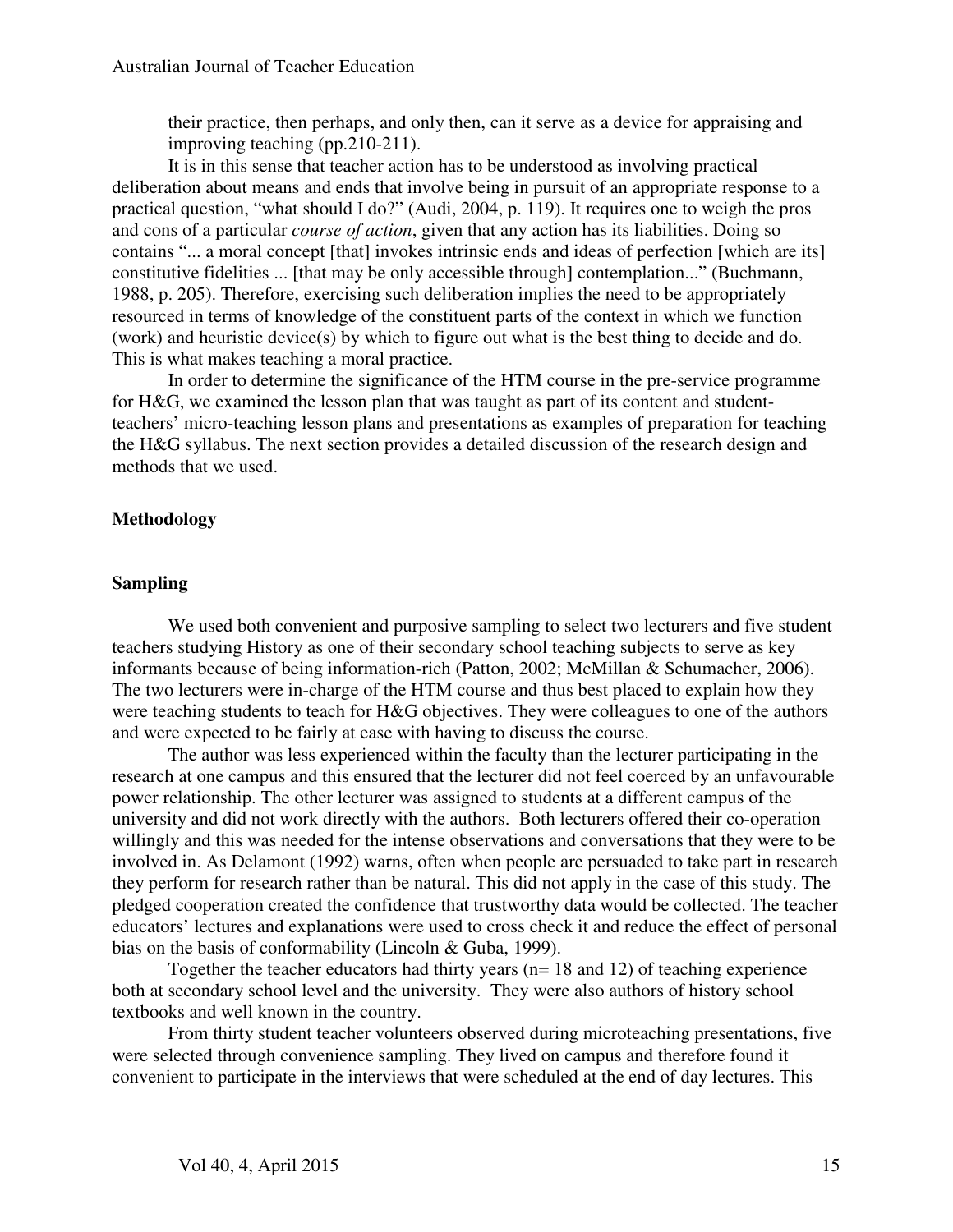their practice, then perhaps, and only then, can it serve as a device for appraising and improving teaching (pp.210-211).

It is in this sense that teacher action has to be understood as involving practical deliberation about means and ends that involve being in pursuit of an appropriate response to a practical question, "what should I do?" (Audi, 2004, p. 119). It requires one to weigh the pros and cons of a particular *course of action*, given that any action has its liabilities. Doing so contains "... a moral concept [that] invokes intrinsic ends and ideas of perfection [which are its] constitutive fidelities ... [that may be only accessible through] contemplation..." (Buchmann, 1988, p. 205). Therefore, exercising such deliberation implies the need to be appropriately resourced in terms of knowledge of the constituent parts of the context in which we function (work) and heuristic device(s) by which to figure out what is the best thing to decide and do. This is what makes teaching a moral practice.

In order to determine the significance of the HTM course in the pre-service programme for H&G, we examined the lesson plan that was taught as part of its content and student-teachers' micro-teaching lesson plans and presentations as examples of preparation for teaching the H&G syllabus. The next section provides a detailed discussion of the research design and methods that we used.

## Methodology

### Sampling

We used both convenient and purposive sampling to select two lecturers and five student teachers studying History as one of their secondary school teaching subjects to serve as key informants because of being information-rich (Patton, 2002; McMillan & Schumacher, 2006). The two lecturers were in-charge of the HTM course and thus best placed to explain how they were teaching students to teach for H&G objectives. They were colleagues to one of the authors and were expected to be fairly at ease with having to discuss the course.

The author was less experienced within the faculty than the lecturer participating in the research at one campus and this ensured that the lecturer did not feel coerced by an unfavourable power relationship. The other lecturer was assigned to students at a different campus of the university and did not work directly with the authors. Both lecturers offered their co-operation willingly and this was needed for the intense observations and conversations that they were to be involved in. As Delamont (1992) warns, often when people are persuaded to take part in research they perform for research rather than be natural. This did not apply in the case of this study. The pledged cooperation created the confidence that trustworthy data would be collected. The teacher educators' lectures and explanations were used to cross check it and reduce the effect of personal bias on the basis of conformability (Lincoln & Guba, 1999).

Together the teacher educators had thirty years (n= 18 and 12) of teaching experience both at secondary school level and the university. They were also authors of history school textbooks and well known in the country.

From thirty student teacher volunteers observed during microteaching presentations, five were selected through convenience sampling. They lived on campus and therefore found it convenient to participate in the interviews that were scheduled at the end of day lectures. This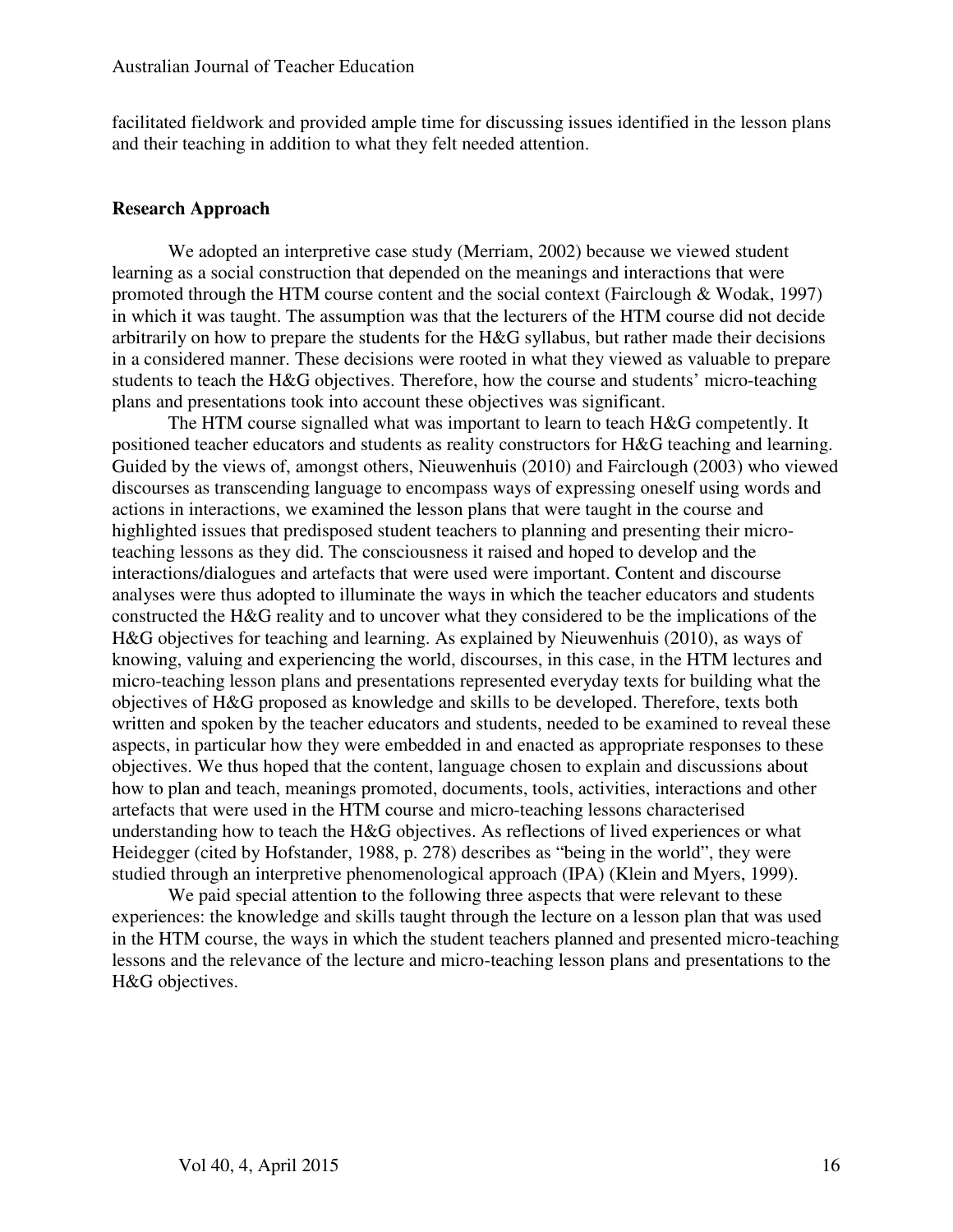facilitated fieldwork and provided ample time for discussing issues identified in the lesson plans and their teaching in addition to what they felt needed attention.

## Research Approach

We adopted an interpretive case study (Merriam, 2002) because we viewed student learning as a social construction that depended on the meanings and interactions that were promoted through the HTM course content and the social context (Fairclough & Wodak, 1997) in which it was taught. The assumption was that the lecturers of the HTM course did not decide arbitrarily on how to prepare the students for the H&G syllabus, but rather made their decisions in a considered manner. These decisions were rooted in what they viewed as valuable to prepare students to teach the H&G objectives. Therefore, how the course and students' micro-teaching plans and presentations took into account these objectives was significant.

The HTM course signalled what was important to learn to teach H&G competently. It positioned teacher educators and students as reality constructors for H&G teaching and learning. Guided by the views of, amongst others, Nieuwenhuis (2010) and Fairclough (2003) who viewed discourses as transcending language to encompass ways of expressing oneself using words and actions in interactions, we examined the lesson plans that were taught in the course and highlighted issues that predisposed student teachers to planning and presenting their micro-teaching lessons as they did. The consciousness it raised and hoped to develop and the interactions/dialogues and artefacts that were used were important. Content and discourse analyses were thus adopted to illuminate the ways in which the teacher educators and students constructed the H&G reality and to uncover what they considered to be the implications of the H&G objectives for teaching and learning. As explained by Nieuwenhuis (2010), as ways of knowing, valuing and experiencing the world, discourses, in this case, in the HTM lectures and micro-teaching lesson plans and presentations represented everyday texts for building what the objectives of H&G proposed as knowledge and skills to be developed. Therefore, texts both written and spoken by the teacher educators and students, needed to be examined to reveal these aspects, in particular how they were embedded in and enacted as appropriate responses to these objectives. We thus hoped that the content, language chosen to explain and discussions about how to plan and teach, meanings promoted, documents, tools, activities, interactions and other artefacts that were used in the HTM course and micro-teaching lessons characterised understanding how to teach the H&G objectives. As reflections of lived experiences or what Heidegger (cited by Hofstander, 1988, p. 278) describes as "being in the world", they were studied through an interpretive phenomenological approach (IPA) (Klein and Myers, 1999).

We paid special attention to the following three aspects that were relevant to these experiences: the knowledge and skills taught through the lecture on a lesson plan that was used in the HTM course, the ways in which the student teachers planned and presented micro-teaching lessons and the relevance of the lecture and micro-teaching lesson plans and presentations to the H&G objectives.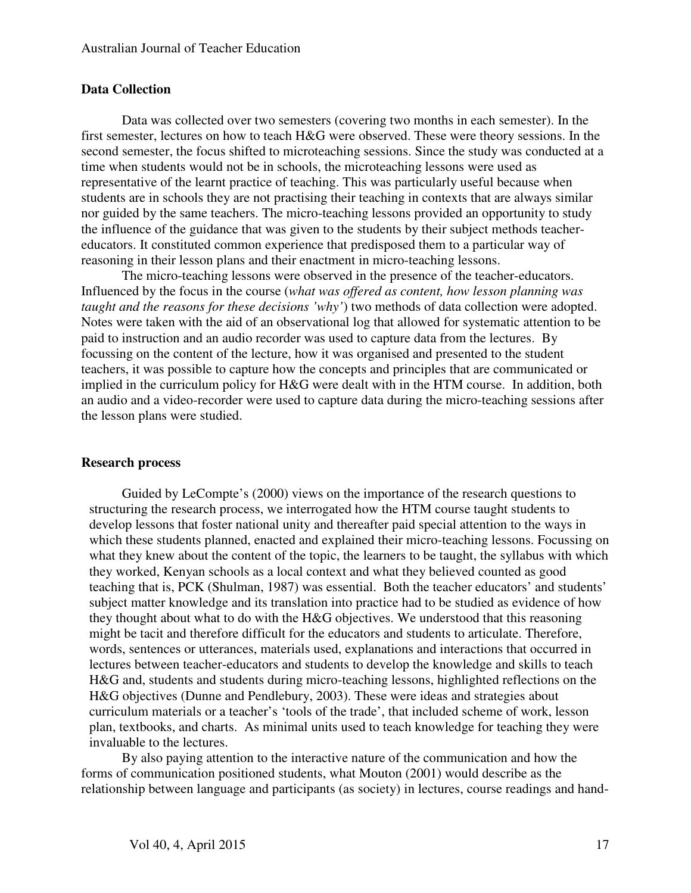### Data Collection

Data was collected over two semesters (covering two months in each semester). In the first semester, lectures on how to teach H&G were observed. These were theory sessions. In the second semester, the focus shifted to microteaching sessions. Since the study was conducted at a time when students would not be in schools, the microteaching lessons were used as representative of the learnt practice of teaching. This was particularly useful because when students are in schools they are not practising their teaching in contexts that are always similar nor guided by the same teachers. The micro-teaching lessons provided an opportunity to study the influence of the guidance that was given to the students by their subject methods teacher-educators. It constituted common experience that predisposed them to a particular way of reasoning in their lesson plans and their enactment in micro-teaching lessons.

The micro-teaching lessons were observed in the presence of the teacher-educators. Influenced by the focus in the course (*what was offered as content, how lesson planning was taught and the reasons for these decisions 'why'*) two methods of data collection were adopted. Notes were taken with the aid of an observational log that allowed for systematic attention to be paid to instruction and an audio recorder was used to capture data from the lectures. By focussing on the content of the lecture, how it was organised and presented to the student teachers, it was possible to capture how the concepts and principles that are communicated or implied in the curriculum policy for H&G were dealt with in the HTM course. In addition, both an audio and a video-recorder were used to capture data during the micro-teaching sessions after the lesson plans were studied.

### Research process

Guided by LeCompte's (2000) views on the importance of the research questions to structuring the research process, we interrogated how the HTM course taught students to develop lessons that foster national unity and thereafter paid special attention to the ways in which these students planned, enacted and explained their micro-teaching lessons. Focussing on what they knew about the content of the topic, the learners to be taught, the syllabus with which they worked, Kenyan schools as a local context and what they believed counted as good teaching that is, PCK (Shulman, 1987) was essential. Both the teacher educators' and students' subject matter knowledge and its translation into practice had to be studied as evidence of how they thought about what to do with the H&G objectives. We understood that this reasoning might be tacit and therefore difficult for the educators and students to articulate. Therefore, words, sentences or utterances, materials used, explanations and interactions that occurred in lectures between teacher-educators and students to develop the knowledge and skills to teach H&G and, students and students during micro-teaching lessons, highlighted reflections on the H&G objectives (Dunne and Pendlebury, 2003). These were ideas and strategies about curriculum materials or a teacher's 'tools of the trade', that included scheme of work, lesson plan, textbooks, and charts. As minimal units used to teach knowledge for teaching they were invaluable to the lectures.

By also paying attention to the interactive nature of the communication and how the forms of communication positioned students, what Mouton (2001) would describe as the relationship between language and participants (as society) in lectures, course readings and hand-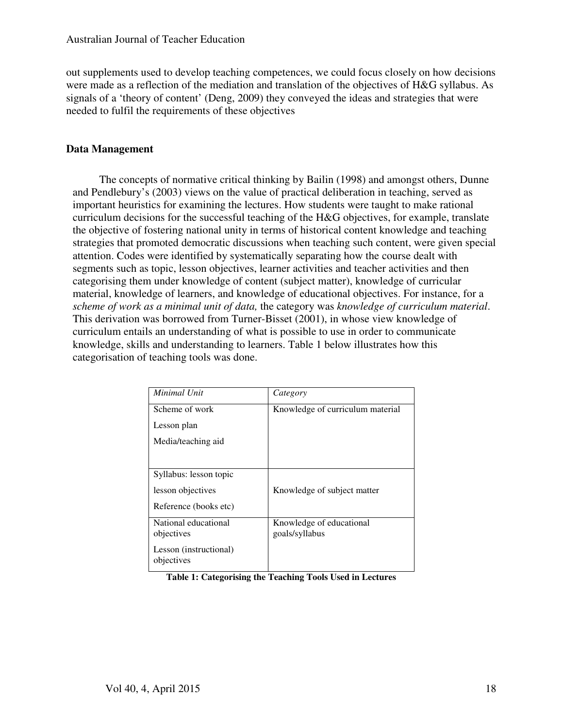out supplements used to develop teaching competences, we could focus closely on how decisions were made as a reflection of the mediation and translation of the objectives of H&G syllabus. As signals of a 'theory of content' (Deng, 2009) they conveyed the ideas and strategies that were needed to fulfil the requirements of these objectives

### Data Management

The concepts of normative critical thinking by Bailin (1998) and amongst others, Dunne and Pendlebury's (2003) views on the value of practical deliberation in teaching, served as important heuristics for examining the lectures. How students were taught to make rational curriculum decisions for the successful teaching of the H&G objectives, for example, translate the objective of fostering national unity in terms of historical content knowledge and teaching strategies that promoted democratic discussions when teaching such content, were given special attention. Codes were identified by systematically separating how the course dealt with segments such as topic, lesson objectives, learner activities and teacher activities and then categorising them under knowledge of content (subject matter), knowledge of curricular material, knowledge of learners, and knowledge of educational objectives. For instance, for a *scheme of work as a minimal unit of data,* the category was *knowledge of curriculum material*. This derivation was borrowed from Turner-Bisset (2001), in whose view knowledge of curriculum entails an understanding of what is possible to use in order to communicate knowledge, skills and understanding to learners. Table 1 below illustrates how this categorisation of teaching tools was done.

| *Minimal Unit* | *Category* |
|---|---|
| Scheme of work<br>Lesson plan<br>Media/teaching aid | Knowledge of curriculum material |
| Syllabus: lesson topic<br>lesson objectives<br>Reference (books etc) | Knowledge of subject matter |
| National educational objectives<br>Lesson (instructional) objectives | Knowledge of educational goals/syllabus |

**Table 1: Categorising the Teaching Tools Used in Lectures**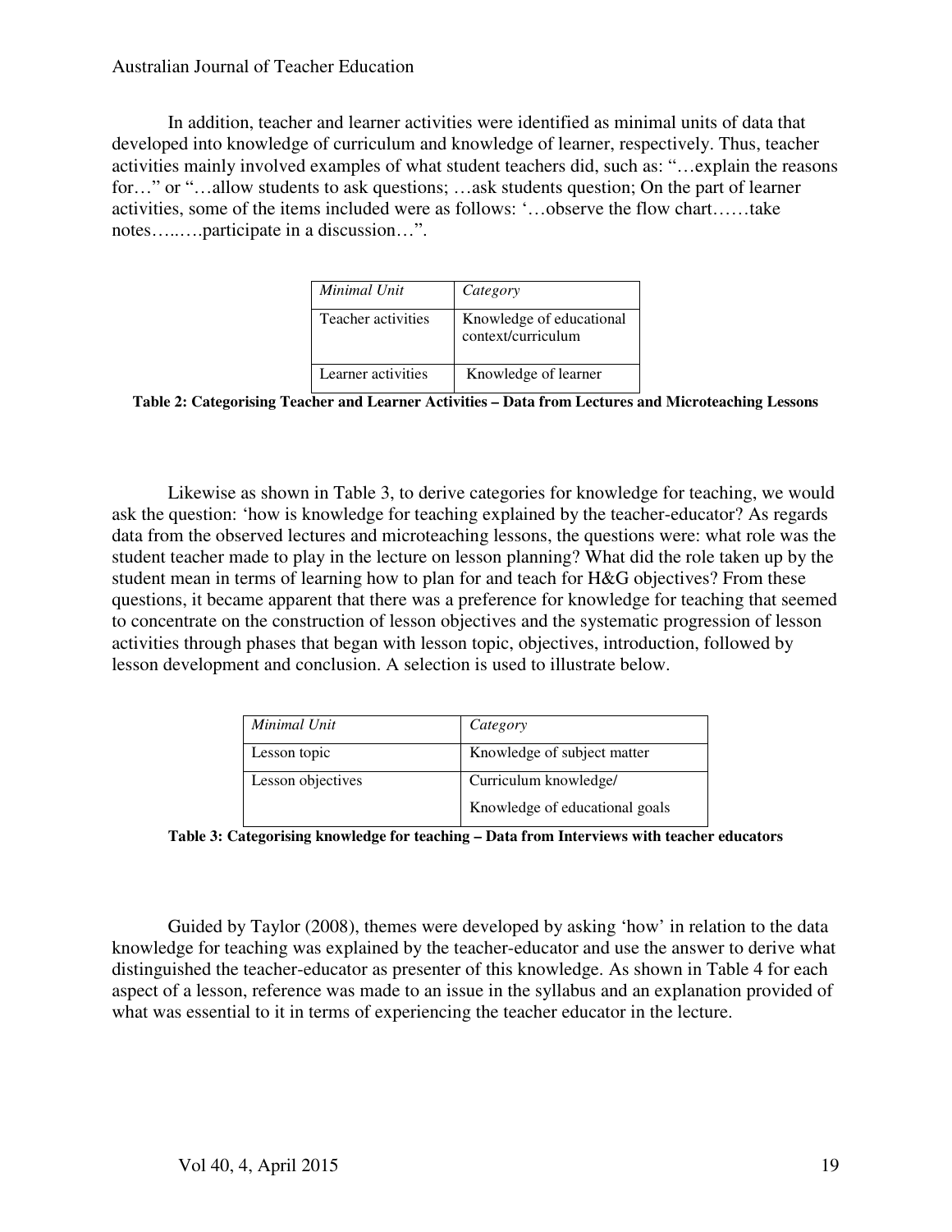In addition, teacher and learner activities were identified as minimal units of data that developed into knowledge of curriculum and knowledge of learner, respectively. Thus, teacher activities mainly involved examples of what student teachers did, such as: "…explain the reasons for…" or "…allow students to ask questions; …ask students question; On the part of learner activities, some of the items included were as follows: '…observe the flow chart……take notes…..….participate in a discussion…".

| *Minimal Unit* | *Category* |
|---|---|
| Teacher activities | Knowledge of educational context/curriculum |
| Learner activities | Knowledge of learner |

**Table 2: Categorising Teacher and Learner Activities – Data from Lectures and Microteaching Lessons**

Likewise as shown in Table 3, to derive categories for knowledge for teaching, we would ask the question: 'how is knowledge for teaching explained by the teacher-educator? As regards data from the observed lectures and microteaching lessons, the questions were: what role was the student teacher made to play in the lecture on lesson planning? What did the role taken up by the student mean in terms of learning how to plan for and teach for H&G objectives? From these questions, it became apparent that there was a preference for knowledge for teaching that seemed to concentrate on the construction of lesson objectives and the systematic progression of lesson activities through phases that began with lesson topic, objectives, introduction, followed by lesson development and conclusion. A selection is used to illustrate below.

| *Minimal Unit* | *Category* |
|---|---|
| Lesson topic | Knowledge of subject matter |
| Lesson objectives | Curriculum knowledge/ Knowledge of educational goals |

**Table 3: Categorising knowledge for teaching – Data from Interviews with teacher educators**

Guided by Taylor (2008), themes were developed by asking 'how' in relation to the data knowledge for teaching was explained by the teacher-educator and use the answer to derive what distinguished the teacher-educator as presenter of this knowledge. As shown in Table 4 for each aspect of a lesson, reference was made to an issue in the syllabus and an explanation provided of what was essential to it in terms of experiencing the teacher educator in the lecture.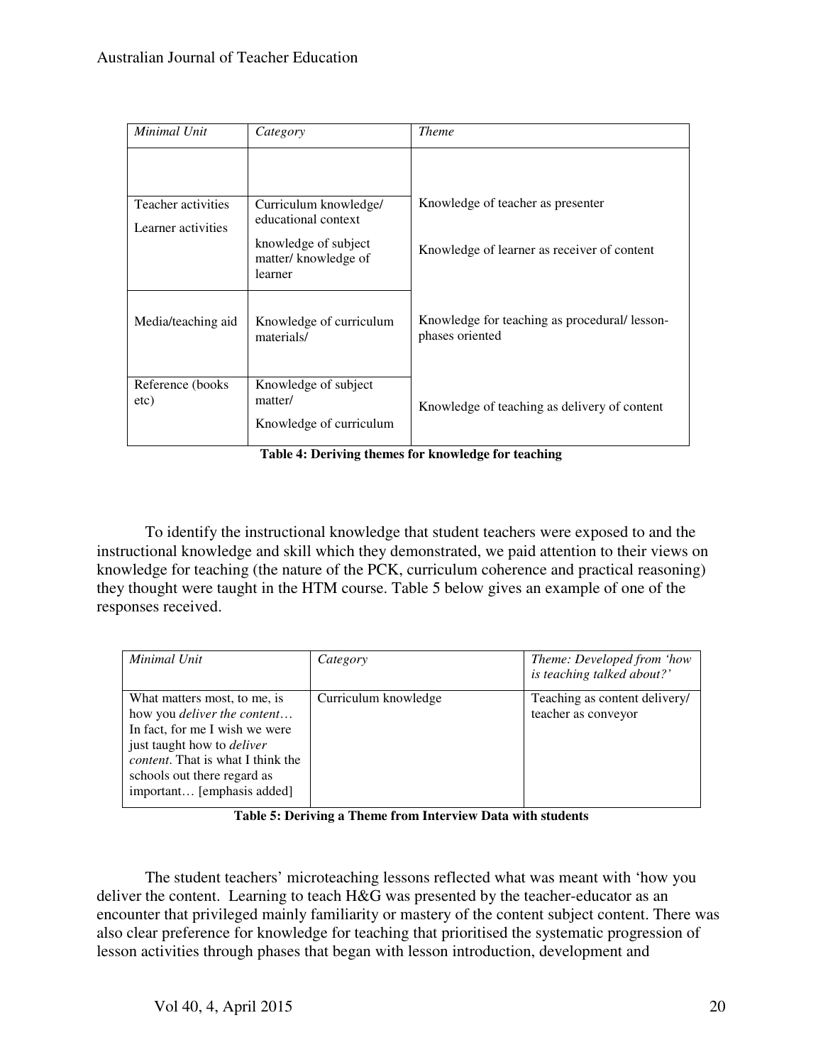| *Minimal Unit* | *Category* | *Theme* |
|---|---|---|
| | | |
| Teacher activities<br>Learner activities | Curriculum knowledge/ educational context<br>knowledge of subject matter/ knowledge of learner | Knowledge of teacher as presenter<br>Knowledge of learner as receiver of content |
| Media/teaching aid | Knowledge of curriculum materials/ | Knowledge for teaching as procedural/ lesson-phases oriented |
| Reference (books etc) | Knowledge of subject matter/<br>Knowledge of curriculum | Knowledge of teaching as delivery of content |

**Table 4: Deriving themes for knowledge for teaching**

To identify the instructional knowledge that student teachers were exposed to and the instructional knowledge and skill which they demonstrated, we paid attention to their views on knowledge for teaching (the nature of the PCK, curriculum coherence and practical reasoning) they thought were taught in the HTM course. Table 5 below gives an example of one of the responses received.

| *Minimal Unit* | *Category* | *Theme: Developed from 'how is teaching talked about?'* |
|---|---|---|
| What matters most, to me, is how you *deliver the content*… In fact, for me I wish we were just taught how to *deliver content*. That is what I think the schools out there regard as important… [emphasis added] | Curriculum knowledge | Teaching as content delivery/ teacher as conveyor |

**Table 5: Deriving a Theme from Interview Data with students**

The student teachers' microteaching lessons reflected what was meant with 'how you deliver the content. Learning to teach H&G was presented by the teacher-educator as an encounter that privileged mainly familiarity or mastery of the content subject content. There was also clear preference for knowledge for teaching that prioritised the systematic progression of lesson activities through phases that began with lesson introduction, development and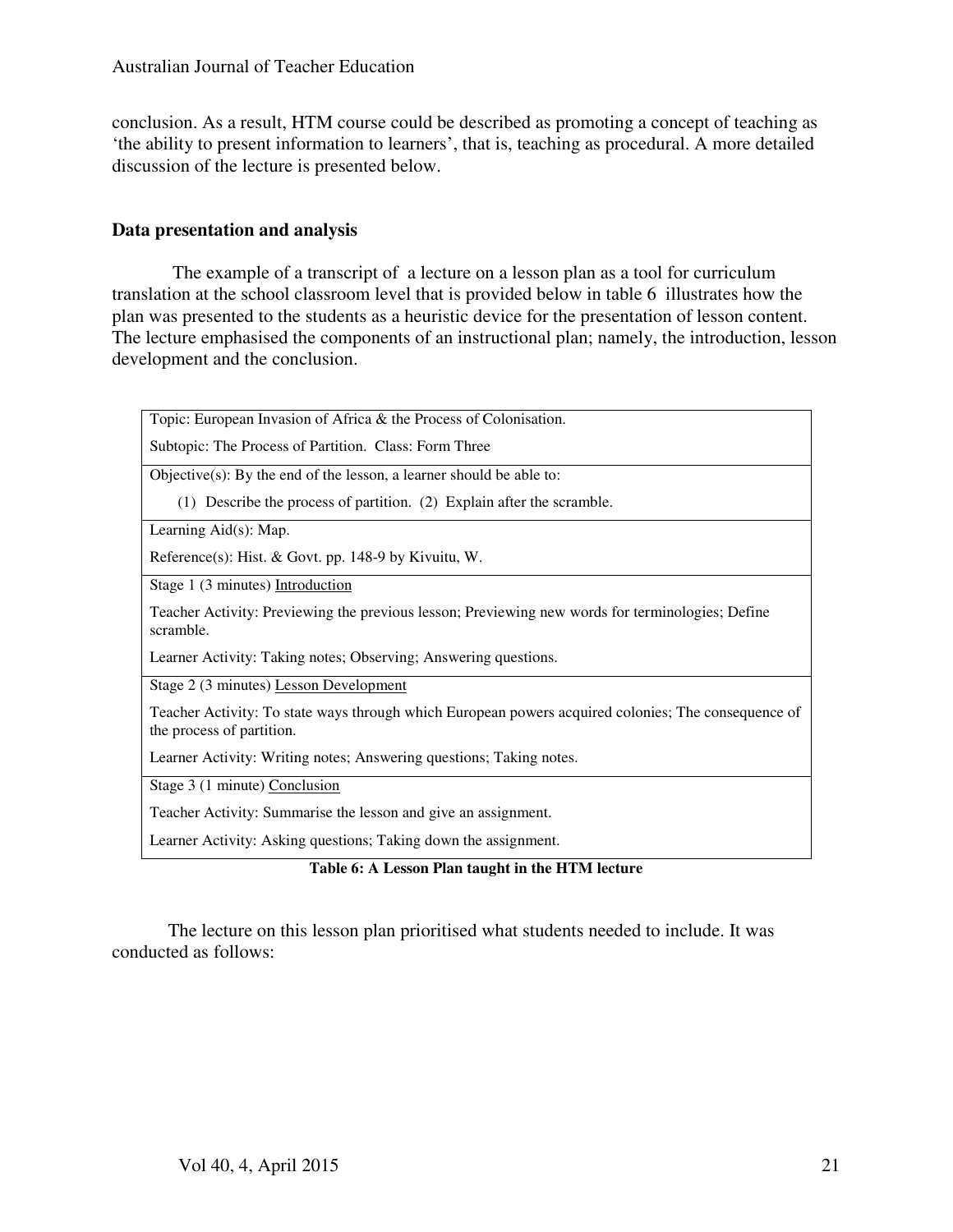conclusion. As a result, HTM course could be described as promoting a concept of teaching as 'the ability to present information to learners', that is, teaching as procedural. A more detailed discussion of the lecture is presented below.

## Data presentation and analysis

The example of a transcript of a lecture on a lesson plan as a tool for curriculum translation at the school classroom level that is provided below in table 6 illustrates how the plan was presented to the students as a heuristic device for the presentation of lesson content. The lecture emphasised the components of an instructional plan; namely, the introduction, lesson development and the conclusion.

| |
|---|
| Topic: European Invasion of Africa & the Process of Colonisation.<br>Subtopic: The Process of Partition. Class: Form Three |
| Objective(s): By the end of the lesson, a learner should be able to:<br>(1) Describe the process of partition. (2) Explain after the scramble. |
| Learning Aid(s): Map.<br>Reference(s): Hist. & Govt. pp. 148-9 by Kivuitu, W. |
| Stage 1 (3 minutes) Introduction<br>Teacher Activity: Previewing the previous lesson; Previewing new words for terminologies; Define scramble.<br>Learner Activity: Taking notes; Observing; Answering questions. |
| Stage 2 (3 minutes) Lesson Development<br>Teacher Activity: To state ways through which European powers acquired colonies; The consequence of the process of partition.<br>Learner Activity: Writing notes; Answering questions; Taking notes. |
| Stage 3 (1 minute) Conclusion<br>Teacher Activity: Summarise the lesson and give an assignment.<br>Learner Activity: Asking questions; Taking down the assignment. |

**Table 6: A Lesson Plan taught in the HTM lecture**

The lecture on this lesson plan prioritised what students needed to include. It was conducted as follows: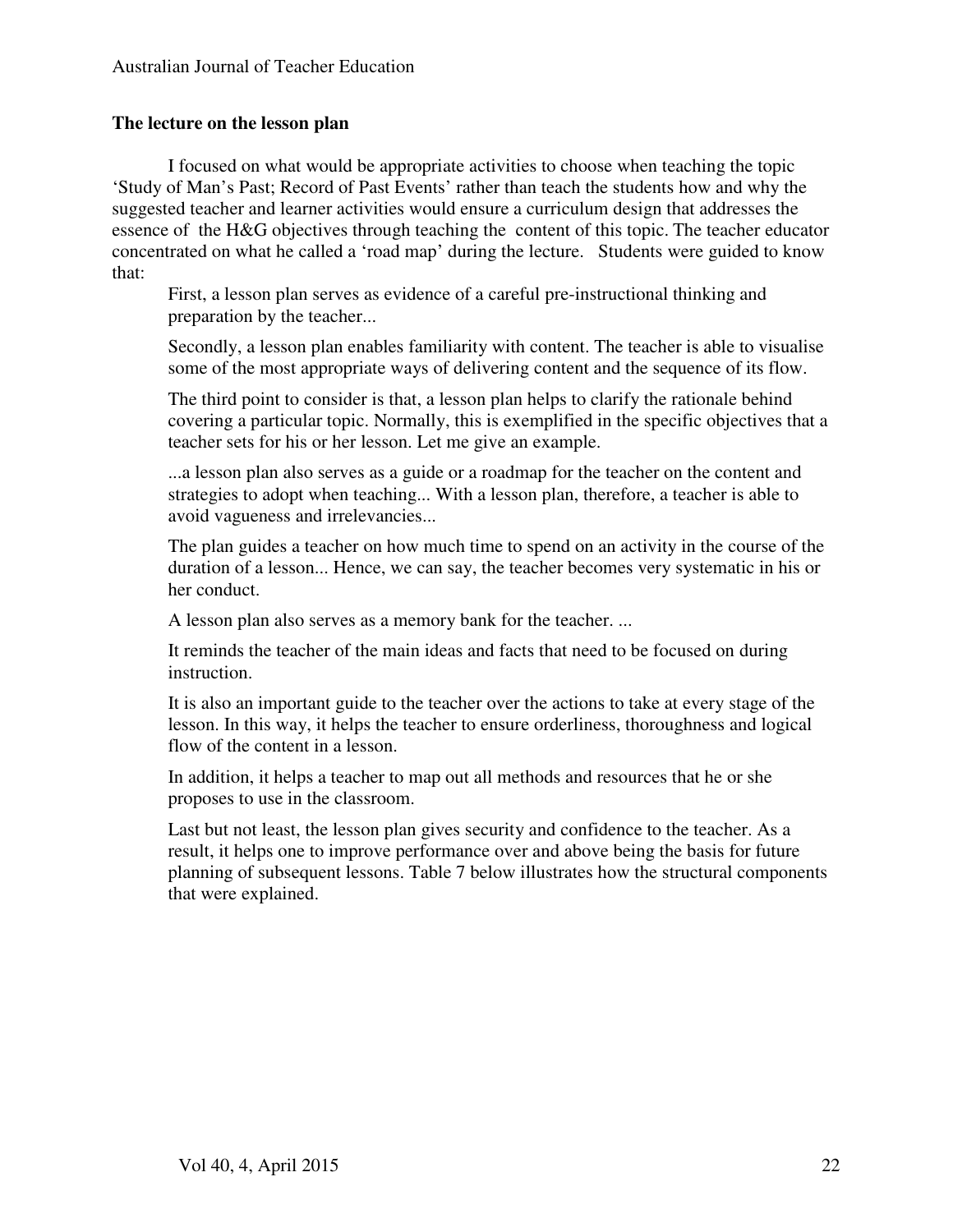### The lecture on the lesson plan

I focused on what would be appropriate activities to choose when teaching the topic 'Study of Man's Past; Record of Past Events' rather than teach the students how and why the suggested teacher and learner activities would ensure a curriculum design that addresses the essence of the H&G objectives through teaching the content of this topic. The teacher educator concentrated on what he called a 'road map' during the lecture. Students were guided to know that:

> First, a lesson plan serves as evidence of a careful pre-instructional thinking and preparation by the teacher...
>
> Secondly, a lesson plan enables familiarity with content. The teacher is able to visualise some of the most appropriate ways of delivering content and the sequence of its flow.
>
> The third point to consider is that, a lesson plan helps to clarify the rationale behind covering a particular topic. Normally, this is exemplified in the specific objectives that a teacher sets for his or her lesson. Let me give an example.
>
> ...a lesson plan also serves as a guide or a roadmap for the teacher on the content and strategies to adopt when teaching... With a lesson plan, therefore, a teacher is able to avoid vagueness and irrelevancies...
>
> The plan guides a teacher on how much time to spend on an activity in the course of the duration of a lesson... Hence, we can say, the teacher becomes very systematic in his or her conduct.
>
> A lesson plan also serves as a memory bank for the teacher. ...
>
> It reminds the teacher of the main ideas and facts that need to be focused on during instruction.
>
> It is also an important guide to the teacher over the actions to take at every stage of the lesson. In this way, it helps the teacher to ensure orderliness, thoroughness and logical flow of the content in a lesson.
>
> In addition, it helps a teacher to map out all methods and resources that he or she proposes to use in the classroom.
>
> Last but not least, the lesson plan gives security and confidence to the teacher. As a result, it helps one to improve performance over and above being the basis for future planning of subsequent lessons. Table 7 below illustrates how the structural components that were explained.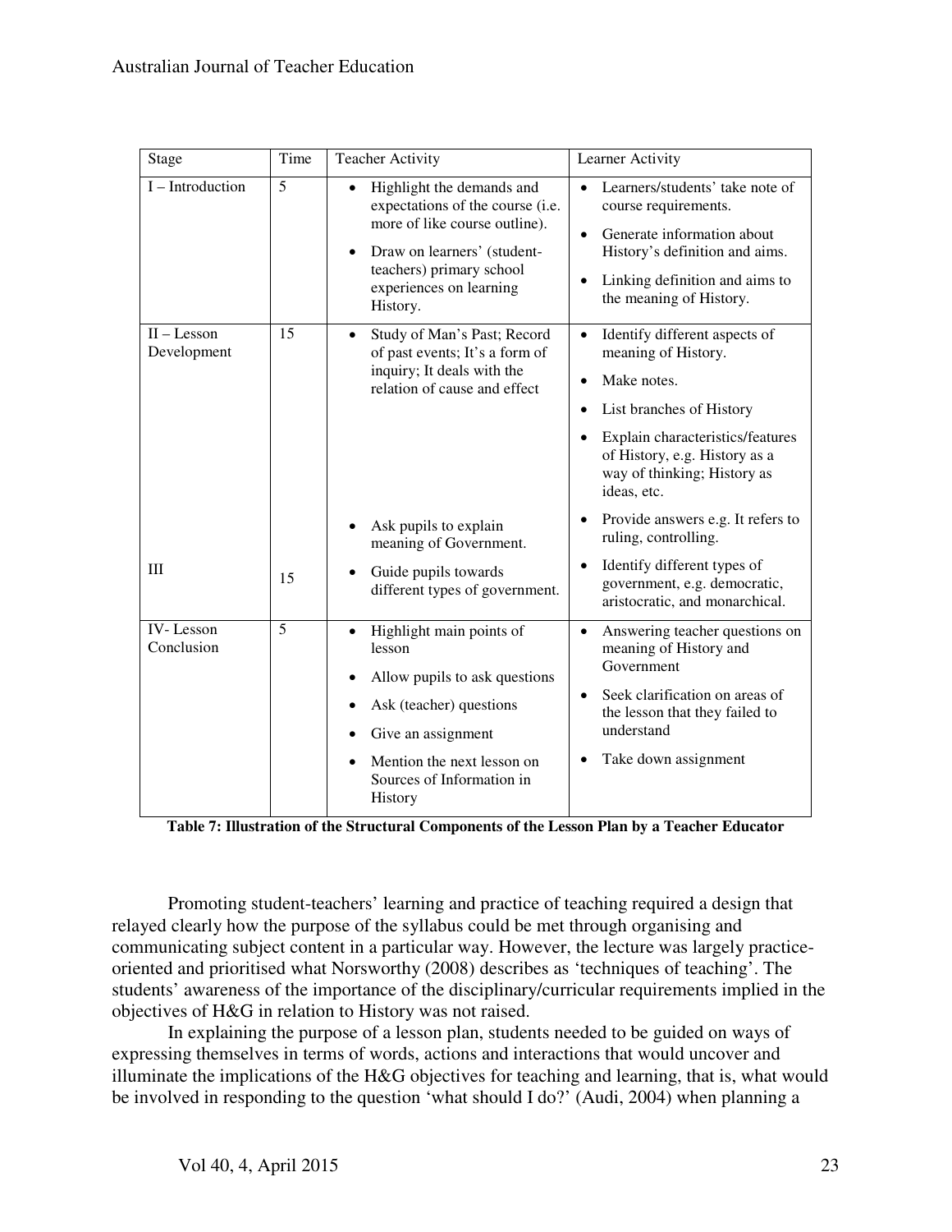| Stage | Time | Teacher Activity | Learner Activity |
|---|---|---|---|
| I – Introduction | 5 | • Highlight the demands and expectations of the course (i.e. more of like course outline).<br>• Draw on learners' (student-teachers) primary school experiences on learning History. | • Learners/students' take note of course requirements.<br>• Generate information about History's definition and aims.<br>• Linking definition and aims to the meaning of History. |
| II – Lesson Development | 15 | • Study of Man's Past; Record of past events; It's a form of inquiry; It deals with the relation of cause and effect | • Identify different aspects of meaning of History.<br>• Make notes.<br>• List branches of History<br>• Explain characteristics/features of History, e.g. History as a way of thinking; History as ideas, etc. |
| | | • Ask pupils to explain meaning of Government. | • Provide answers e.g. It refers to ruling, controlling. |
| III | 15 | • Guide pupils towards different types of government. | • Identify different types of government, e.g. democratic, aristocratic, and monarchical. |
| IV- Lesson Conclusion | 5 | • Highlight main points of lesson<br>• Allow pupils to ask questions<br>• Ask (teacher) questions<br>• Give an assignment<br>• Mention the next lesson on Sources of Information in History | • Answering teacher questions on meaning of History and Government<br>• Seek clarification on areas of the lesson that they failed to understand<br>• Take down assignment |

**Table 7: Illustration of the Structural Components of the Lesson Plan by a Teacher Educator**

Promoting student-teachers' learning and practice of teaching required a design that relayed clearly how the purpose of the syllabus could be met through organising and communicating subject content in a particular way. However, the lecture was largely practice-oriented and prioritised what Norsworthy (2008) describes as 'techniques of teaching'. The students' awareness of the importance of the disciplinary/curricular requirements implied in the objectives of H&G in relation to History was not raised.

In explaining the purpose of a lesson plan, students needed to be guided on ways of expressing themselves in terms of words, actions and interactions that would uncover and illuminate the implications of the H&G objectives for teaching and learning, that is, what would be involved in responding to the question 'what should I do?' (Audi, 2004) when planning a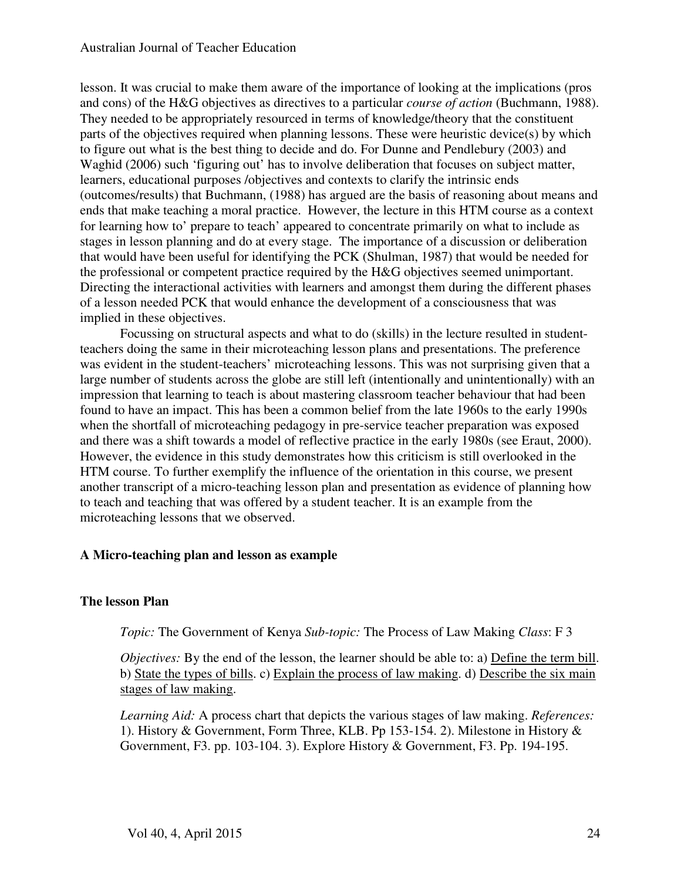lesson. It was crucial to make them aware of the importance of looking at the implications (pros and cons) of the H&G objectives as directives to a particular *course of action* (Buchmann, 1988). They needed to be appropriately resourced in terms of knowledge/theory that the constituent parts of the objectives required when planning lessons. These were heuristic device(s) by which to figure out what is the best thing to decide and do. For Dunne and Pendlebury (2003) and Waghid (2006) such 'figuring out' has to involve deliberation that focuses on subject matter, learners, educational purposes /objectives and contexts to clarify the intrinsic ends (outcomes/results) that Buchmann, (1988) has argued are the basis of reasoning about means and ends that make teaching a moral practice. However, the lecture in this HTM course as a context for learning how to' prepare to teach' appeared to concentrate primarily on what to include as stages in lesson planning and do at every stage. The importance of a discussion or deliberation that would have been useful for identifying the PCK (Shulman, 1987) that would be needed for the professional or competent practice required by the H&G objectives seemed unimportant. Directing the interactional activities with learners and amongst them during the different phases of a lesson needed PCK that would enhance the development of a consciousness that was implied in these objectives.

Focussing on structural aspects and what to do (skills) in the lecture resulted in student-teachers doing the same in their microteaching lesson plans and presentations. The preference was evident in the student-teachers' microteaching lessons. This was not surprising given that a large number of students across the globe are still left (intentionally and unintentionally) with an impression that learning to teach is about mastering classroom teacher behaviour that had been found to have an impact. This has been a common belief from the late 1960s to the early 1990s when the shortfall of microteaching pedagogy in pre-service teacher preparation was exposed and there was a shift towards a model of reflective practice in the early 1980s (see Eraut, 2000). However, the evidence in this study demonstrates how this criticism is still overlooked in the HTM course. To further exemplify the influence of the orientation in this course, we present another transcript of a micro-teaching lesson plan and presentation as evidence of planning how to teach and teaching that was offered by a student teacher. It is an example from the microteaching lessons that we observed.

### A Micro-teaching plan and lesson as example

#### The lesson Plan

*Topic:* The Government of Kenya *Sub-topic:* The Process of Law Making *Class*: F 3

*Objectives:* By the end of the lesson, the learner should be able to: a) Define the term bill. b) State the types of bills. c) Explain the process of law making. d) Describe the six main stages of law making.

*Learning Aid:* A process chart that depicts the various stages of law making. *References:* 1). History & Government, Form Three, KLB. Pp 153-154. 2). Milestone in History & Government, F3. pp. 103-104. 3). Explore History & Government, F3. Pp. 194-195.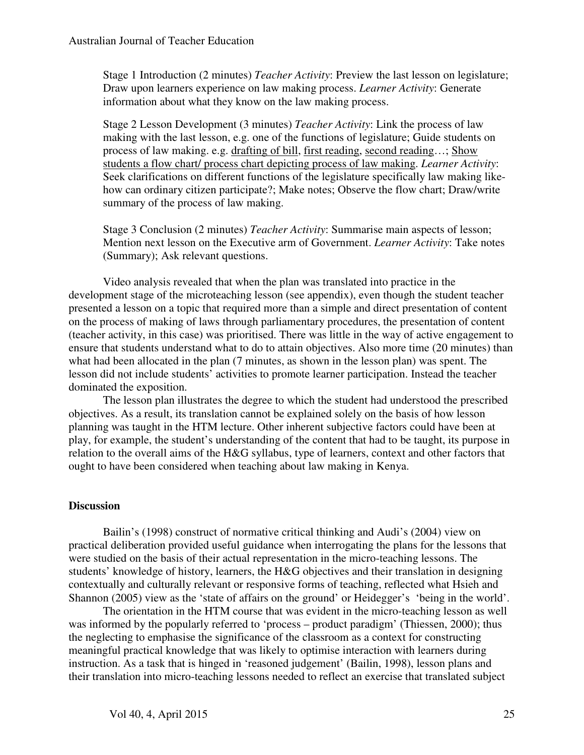Stage 1 Introduction (2 minutes) *Teacher Activity*: Preview the last lesson on legislature; Draw upon learners experience on law making process. *Learner Activity*: Generate information about what they know on the law making process.

Stage 2 Lesson Development (3 minutes) *Teacher Activity*: Link the process of law making with the last lesson, e.g. one of the functions of legislature; Guide students on process of law making. e.g. <u>drafting of bill</u>, <u>first reading</u>, <u>second reading</u>…; <u>Show students a flow chart/ process chart depicting process of law making</u>. *Learner Activity*: Seek clarifications on different functions of the legislature specifically law making like-how can ordinary citizen participate?; Make notes; Observe the flow chart; Draw/write summary of the process of law making.

Stage 3 Conclusion (2 minutes) *Teacher Activity*: Summarise main aspects of lesson; Mention next lesson on the Executive arm of Government. *Learner Activity*: Take notes (Summary); Ask relevant questions.

Video analysis revealed that when the plan was translated into practice in the development stage of the microteaching lesson (see appendix), even though the student teacher presented a lesson on a topic that required more than a simple and direct presentation of content on the process of making of laws through parliamentary procedures, the presentation of content (teacher activity, in this case) was prioritised. There was little in the way of active engagement to ensure that students understand what to do to attain objectives. Also more time (20 minutes) than what had been allocated in the plan (7 minutes, as shown in the lesson plan) was spent. The lesson did not include students' activities to promote learner participation. Instead the teacher dominated the exposition.

The lesson plan illustrates the degree to which the student had understood the prescribed objectives. As a result, its translation cannot be explained solely on the basis of how lesson planning was taught in the HTM lecture. Other inherent subjective factors could have been at play, for example, the student's understanding of the content that had to be taught, its purpose in relation to the overall aims of the H&G syllabus, type of learners, context and other factors that ought to have been considered when teaching about law making in Kenya.

## Discussion

Bailin's (1998) construct of normative critical thinking and Audi's (2004) view on practical deliberation provided useful guidance when interrogating the plans for the lessons that were studied on the basis of their actual representation in the micro-teaching lessons. The students' knowledge of history, learners, the H&G objectives and their translation in designing contextually and culturally relevant or responsive forms of teaching, reflected what Hsieh and Shannon (2005) view as the 'state of affairs on the ground' or Heidegger's 'being in the world'.

The orientation in the HTM course that was evident in the micro-teaching lesson as well was informed by the popularly referred to 'process – product paradigm' (Thiessen, 2000); thus the neglecting to emphasise the significance of the classroom as a context for constructing meaningful practical knowledge that was likely to optimise interaction with learners during instruction. As a task that is hinged in 'reasoned judgement' (Bailin, 1998), lesson plans and their translation into micro-teaching lessons needed to reflect an exercise that translated subject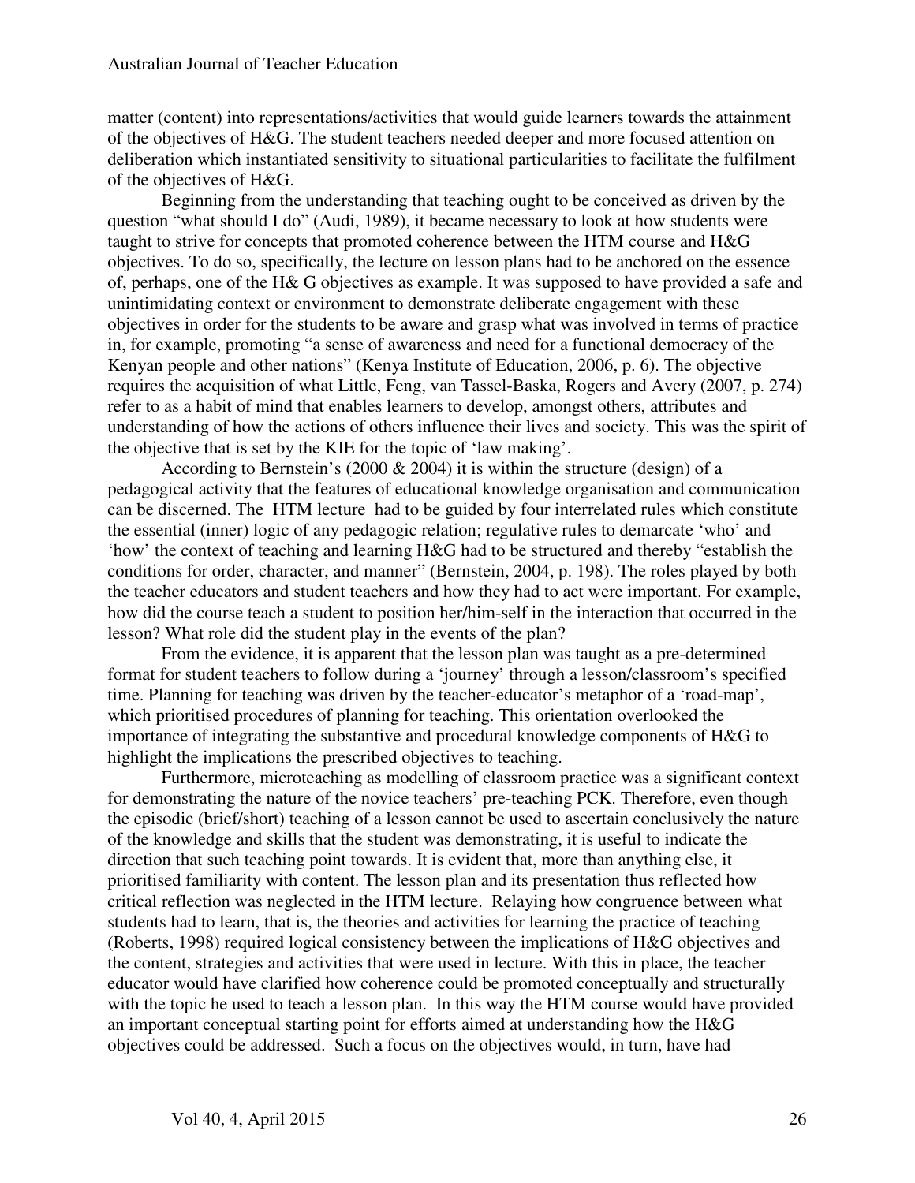matter (content) into representations/activities that would guide learners towards the attainment of the objectives of H&G. The student teachers needed deeper and more focused attention on deliberation which instantiated sensitivity to situational particularities to facilitate the fulfilment of the objectives of H&G.

Beginning from the understanding that teaching ought to be conceived as driven by the question "what should I do" (Audi, 1989), it became necessary to look at how students were taught to strive for concepts that promoted coherence between the HTM course and H&G objectives. To do so, specifically, the lecture on lesson plans had to be anchored on the essence of, perhaps, one of the H& G objectives as example. It was supposed to have provided a safe and unintimidating context or environment to demonstrate deliberate engagement with these objectives in order for the students to be aware and grasp what was involved in terms of practice in, for example, promoting "a sense of awareness and need for a functional democracy of the Kenyan people and other nations" (Kenya Institute of Education, 2006, p. 6). The objective requires the acquisition of what Little, Feng, van Tassel-Baska, Rogers and Avery (2007, p. 274) refer to as a habit of mind that enables learners to develop, amongst others, attributes and understanding of how the actions of others influence their lives and society. This was the spirit of the objective that is set by the KIE for the topic of 'law making'.

According to Bernstein's (2000 & 2004) it is within the structure (design) of a pedagogical activity that the features of educational knowledge organisation and communication can be discerned. The HTM lecture had to be guided by four interrelated rules which constitute the essential (inner) logic of any pedagogic relation; regulative rules to demarcate 'who' and 'how' the context of teaching and learning H&G had to be structured and thereby "establish the conditions for order, character, and manner" (Bernstein, 2004, p. 198). The roles played by both the teacher educators and student teachers and how they had to act were important. For example, how did the course teach a student to position her/him-self in the interaction that occurred in the lesson? What role did the student play in the events of the plan?

From the evidence, it is apparent that the lesson plan was taught as a pre-determined format for student teachers to follow during a 'journey' through a lesson/classroom's specified time. Planning for teaching was driven by the teacher-educator's metaphor of a 'road-map', which prioritised procedures of planning for teaching. This orientation overlooked the importance of integrating the substantive and procedural knowledge components of H&G to highlight the implications the prescribed objectives to teaching.

Furthermore, microteaching as modelling of classroom practice was a significant context for demonstrating the nature of the novice teachers' pre-teaching PCK. Therefore, even though the episodic (brief/short) teaching of a lesson cannot be used to ascertain conclusively the nature of the knowledge and skills that the student was demonstrating, it is useful to indicate the direction that such teaching point towards. It is evident that, more than anything else, it prioritised familiarity with content. The lesson plan and its presentation thus reflected how critical reflection was neglected in the HTM lecture. Relaying how congruence between what students had to learn, that is, the theories and activities for learning the practice of teaching (Roberts, 1998) required logical consistency between the implications of H&G objectives and the content, strategies and activities that were used in lecture. With this in place, the teacher educator would have clarified how coherence could be promoted conceptually and structurally with the topic he used to teach a lesson plan. In this way the HTM course would have provided an important conceptual starting point for efforts aimed at understanding how the H&G objectives could be addressed. Such a focus on the objectives would, in turn, have had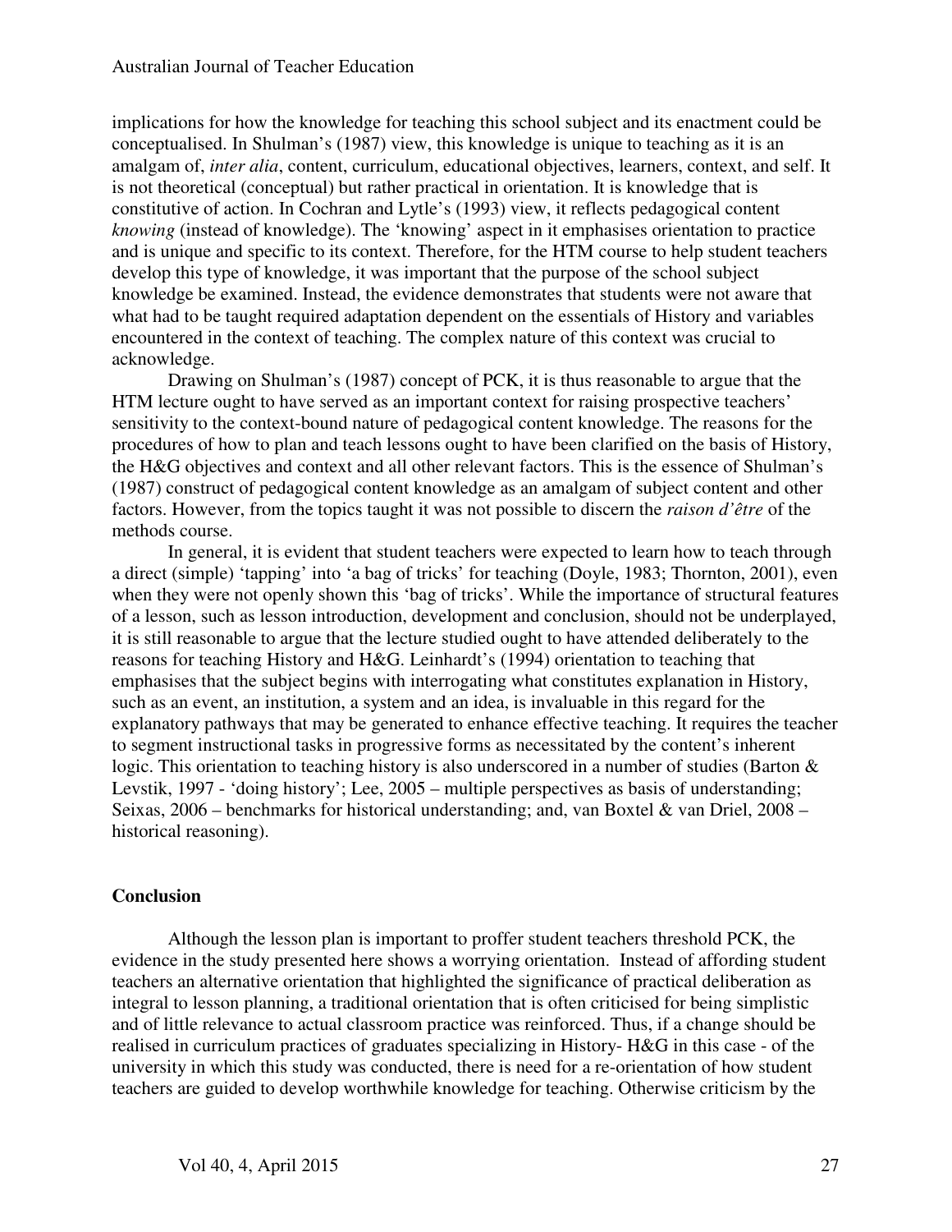implications for how the knowledge for teaching this school subject and its enactment could be conceptualised. In Shulman's (1987) view, this knowledge is unique to teaching as it is an amalgam of, *inter alia*, content, curriculum, educational objectives, learners, context, and self. It is not theoretical (conceptual) but rather practical in orientation. It is knowledge that is constitutive of action. In Cochran and Lytle's (1993) view, it reflects pedagogical content *knowing* (instead of knowledge). The 'knowing' aspect in it emphasises orientation to practice and is unique and specific to its context. Therefore, for the HTM course to help student teachers develop this type of knowledge, it was important that the purpose of the school subject knowledge be examined. Instead, the evidence demonstrates that students were not aware that what had to be taught required adaptation dependent on the essentials of History and variables encountered in the context of teaching. The complex nature of this context was crucial to acknowledge.

Drawing on Shulman's (1987) concept of PCK, it is thus reasonable to argue that the HTM lecture ought to have served as an important context for raising prospective teachers' sensitivity to the context-bound nature of pedagogical content knowledge. The reasons for the procedures of how to plan and teach lessons ought to have been clarified on the basis of History, the H&G objectives and context and all other relevant factors. This is the essence of Shulman's (1987) construct of pedagogical content knowledge as an amalgam of subject content and other factors. However, from the topics taught it was not possible to discern the *raison d'être* of the methods course.

In general, it is evident that student teachers were expected to learn how to teach through a direct (simple) 'tapping' into 'a bag of tricks' for teaching (Doyle, 1983; Thornton, 2001), even when they were not openly shown this 'bag of tricks'. While the importance of structural features of a lesson, such as lesson introduction, development and conclusion, should not be underplayed, it is still reasonable to argue that the lecture studied ought to have attended deliberately to the reasons for teaching History and H&G. Leinhardt's (1994) orientation to teaching that emphasises that the subject begins with interrogating what constitutes explanation in History, such as an event, an institution, a system and an idea, is invaluable in this regard for the explanatory pathways that may be generated to enhance effective teaching. It requires the teacher to segment instructional tasks in progressive forms as necessitated by the content's inherent logic. This orientation to teaching history is also underscored in a number of studies (Barton & Levstik, 1997 - 'doing history'; Lee, 2005 – multiple perspectives as basis of understanding; Seixas, 2006 – benchmarks for historical understanding; and, van Boxtel & van Driel, 2008 – historical reasoning).

## Conclusion

Although the lesson plan is important to proffer student teachers threshold PCK, the evidence in the study presented here shows a worrying orientation. Instead of affording student teachers an alternative orientation that highlighted the significance of practical deliberation as integral to lesson planning, a traditional orientation that is often criticised for being simplistic and of little relevance to actual classroom practice was reinforced. Thus, if a change should be realised in curriculum practices of graduates specializing in History- H&G in this case - of the university in which this study was conducted, there is need for a re-orientation of how student teachers are guided to develop worthwhile knowledge for teaching. Otherwise criticism by the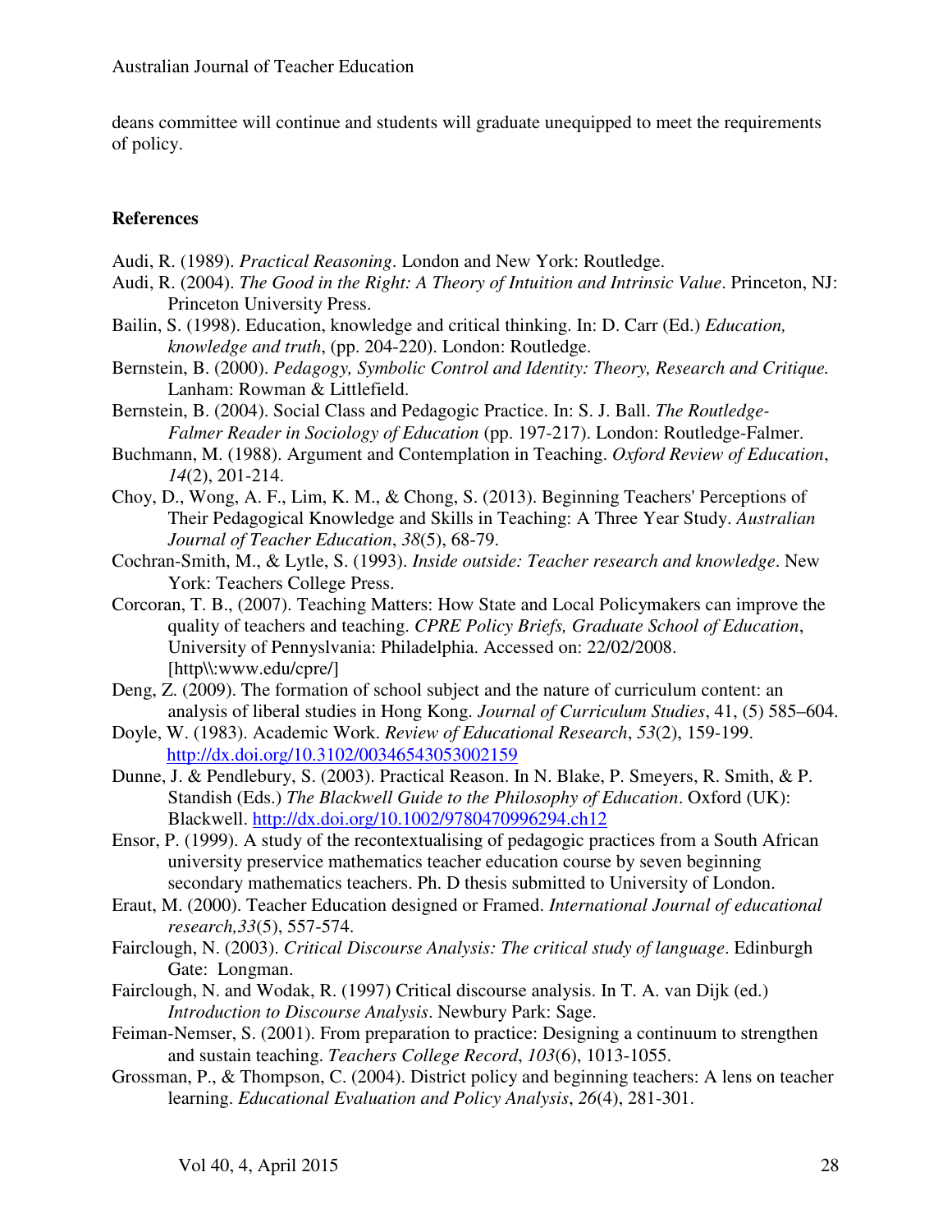deans committee will continue and students will graduate unequipped to meet the requirements of policy.

## References

Audi, R. (1989). *Practical Reasoning*. London and New York: Routledge.

Audi, R. (2004). *The Good in the Right: A Theory of Intuition and Intrinsic Value*. Princeton, NJ: Princeton University Press.

Bailin, S. (1998). Education, knowledge and critical thinking. In: D. Carr (Ed.) *Education, knowledge and truth*, (pp. 204-220). London: Routledge.

Bernstein, B. (2000). *Pedagogy, Symbolic Control and Identity: Theory, Research and Critique.* Lanham: Rowman & Littlefield.

Bernstein, B. (2004). Social Class and Pedagogic Practice. In: S. J. Ball. *The Routledge-Falmer Reader in Sociology of Education* (pp. 197-217). London: Routledge-Falmer.

Buchmann, M. (1988). Argument and Contemplation in Teaching. *Oxford Review of Education*, *14*(2), 201-214.

Choy, D., Wong, A. F., Lim, K. M., & Chong, S. (2013). Beginning Teachers' Perceptions of Their Pedagogical Knowledge and Skills in Teaching: A Three Year Study. *Australian Journal of Teacher Education*, *38*(5), 68-79.

Cochran-Smith, M., & Lytle, S. (1993). *Inside outside: Teacher research and knowledge*. New York: Teachers College Press.

Corcoran, T. B., (2007). Teaching Matters: How State and Local Policymakers can improve the quality of teachers and teaching. *CPRE Policy Briefs, Graduate School of Education*, University of Pennsylvania: Philadelphia. Accessed on: 22/02/2008. [http\\:www.edu/cpre/]

Deng, Z. (2009). The formation of school subject and the nature of curriculum content: an analysis of liberal studies in Hong Kong. *Journal of Curriculum Studies*, 41, (5) 585–604.

Doyle, W. (1983). Academic Work. *Review of Educational Research*, *53*(2), 159-199. http://dx.doi.org/10.3102/00346543053002159

Dunne, J. & Pendlebury, S. (2003). Practical Reason. In N. Blake, P. Smeyers, R. Smith, & P. Standish (Eds.) *The Blackwell Guide to the Philosophy of Education*. Oxford (UK): Blackwell. http://dx.doi.org/10.1002/9780470996294.ch12

Ensor, P. (1999). A study of the recontextualising of pedagogic practices from a South African university preservice mathematics teacher education course by seven beginning secondary mathematics teachers. Ph. D thesis submitted to University of London.

Eraut, M. (2000). Teacher Education designed or Framed. *International Journal of educational research,33*(5), 557-574.

Fairclough, N. (2003). *Critical Discourse Analysis: The critical study of language*. Edinburgh Gate: Longman.

Fairclough, N. and Wodak, R. (1997) Critical discourse analysis. In T. A. van Dijk (ed.) *Introduction to Discourse Analysis*. Newbury Park: Sage.

Feiman-Nemser, S. (2001). From preparation to practice: Designing a continuum to strengthen and sustain teaching. *Teachers College Record*, *103*(6), 1013-1055.

Grossman, P., & Thompson, C. (2004). District policy and beginning teachers: A lens on teacher learning. *Educational Evaluation and Policy Analysis*, *26*(4), 281-301.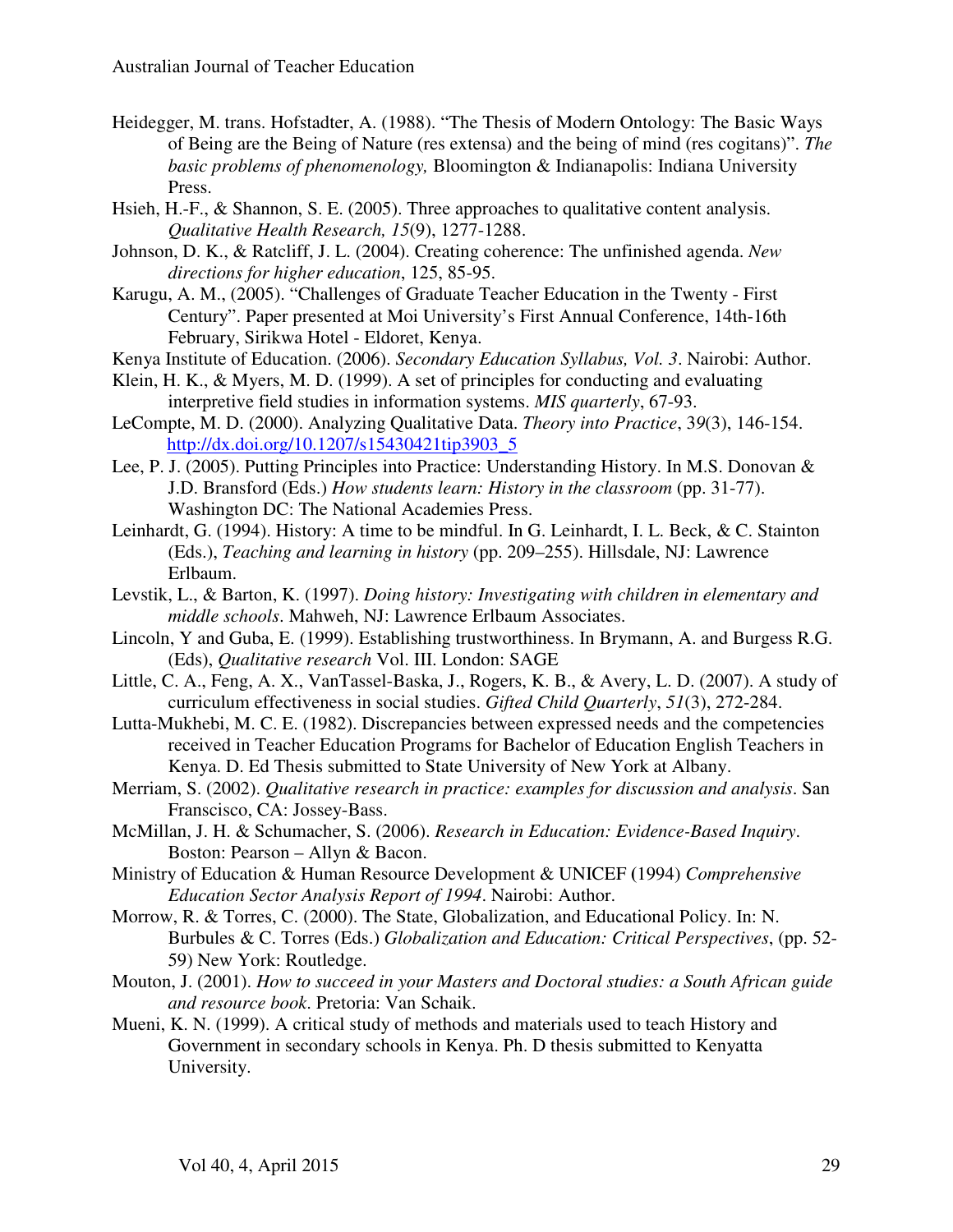Heidegger, M. trans. Hofstadter, A. (1988). "The Thesis of Modern Ontology: The Basic Ways of Being are the Being of Nature (res extensa) and the being of mind (res cogitans)". *The basic problems of phenomenology,* Bloomington & Indianapolis: Indiana University Press.

Hsieh, H.-F., & Shannon, S. E. (2005). Three approaches to qualitative content analysis. *Qualitative Health Research, 15*(9), 1277-1288.

Johnson, D. K., & Ratcliff, J. L. (2004). Creating coherence: The unfinished agenda. *New directions for higher education*, 125, 85-95.

Karugu, A. M., (2005). "Challenges of Graduate Teacher Education in the Twenty - First Century". Paper presented at Moi University's First Annual Conference, 14th-16th February, Sirikwa Hotel - Eldoret, Kenya.

Kenya Institute of Education. (2006). *Secondary Education Syllabus, Vol. 3*. Nairobi: Author.

Klein, H. K., & Myers, M. D. (1999). A set of principles for conducting and evaluating interpretive field studies in information systems. *MIS quarterly*, 67-93.

LeCompte, M. D. (2000). Analyzing Qualitative Data. *Theory into Practice*, 39(3), 146-154. http://dx.doi.org/10.1207/s15430421tip3903_5

Lee, P. J. (2005). Putting Principles into Practice: Understanding History. In M.S. Donovan & J.D. Bransford (Eds.) *How students learn: History in the classroom* (pp. 31-77). Washington DC: The National Academies Press.

Leinhardt, G. (1994). History: A time to be mindful. In G. Leinhardt, I. L. Beck, & C. Stainton (Eds.), *Teaching and learning in history* (pp. 209–255). Hillsdale, NJ: Lawrence Erlbaum.

Levstik, L., & Barton, K. (1997). *Doing history: Investigating with children in elementary and middle schools*. Mahweh, NJ: Lawrence Erlbaum Associates.

Lincoln, Y and Guba, E. (1999). Establishing trustworthiness. In Brymann, A. and Burgess R.G. (Eds), *Qualitative research* Vol. III. London: SAGE

Little, C. A., Feng, A. X., VanTassel-Baska, J., Rogers, K. B., & Avery, L. D. (2007). A study of curriculum effectiveness in social studies. *Gifted Child Quarterly*, *51*(3), 272-284.

Lutta-Mukhebi, M. C. E. (1982). Discrepancies between expressed needs and the competencies received in Teacher Education Programs for Bachelor of Education English Teachers in Kenya. D. Ed Thesis submitted to State University of New York at Albany.

Merriam, S. (2002). *Qualitative research in practice: examples for discussion and analysis*. San Franscisco, CA: Jossey-Bass.

McMillan, J. H. & Schumacher, S. (2006). *Research in Education: Evidence-Based Inquiry*. Boston: Pearson – Allyn & Bacon.

Ministry of Education & Human Resource Development & UNICEF (1994) *Comprehensive Education Sector Analysis Report of 1994*. Nairobi: Author.

Morrow, R. & Torres, C. (2000). The State, Globalization, and Educational Policy. In: N. Burbules & C. Torres (Eds.) *Globalization and Education: Critical Perspectives*, (pp. 52-59) New York: Routledge.

Mouton, J. (2001). *How to succeed in your Masters and Doctoral studies: a South African guide and resource book*. Pretoria: Van Schaik.

Mueni, K. N. (1999). A critical study of methods and materials used to teach History and Government in secondary schools in Kenya. Ph. D thesis submitted to Kenyatta University.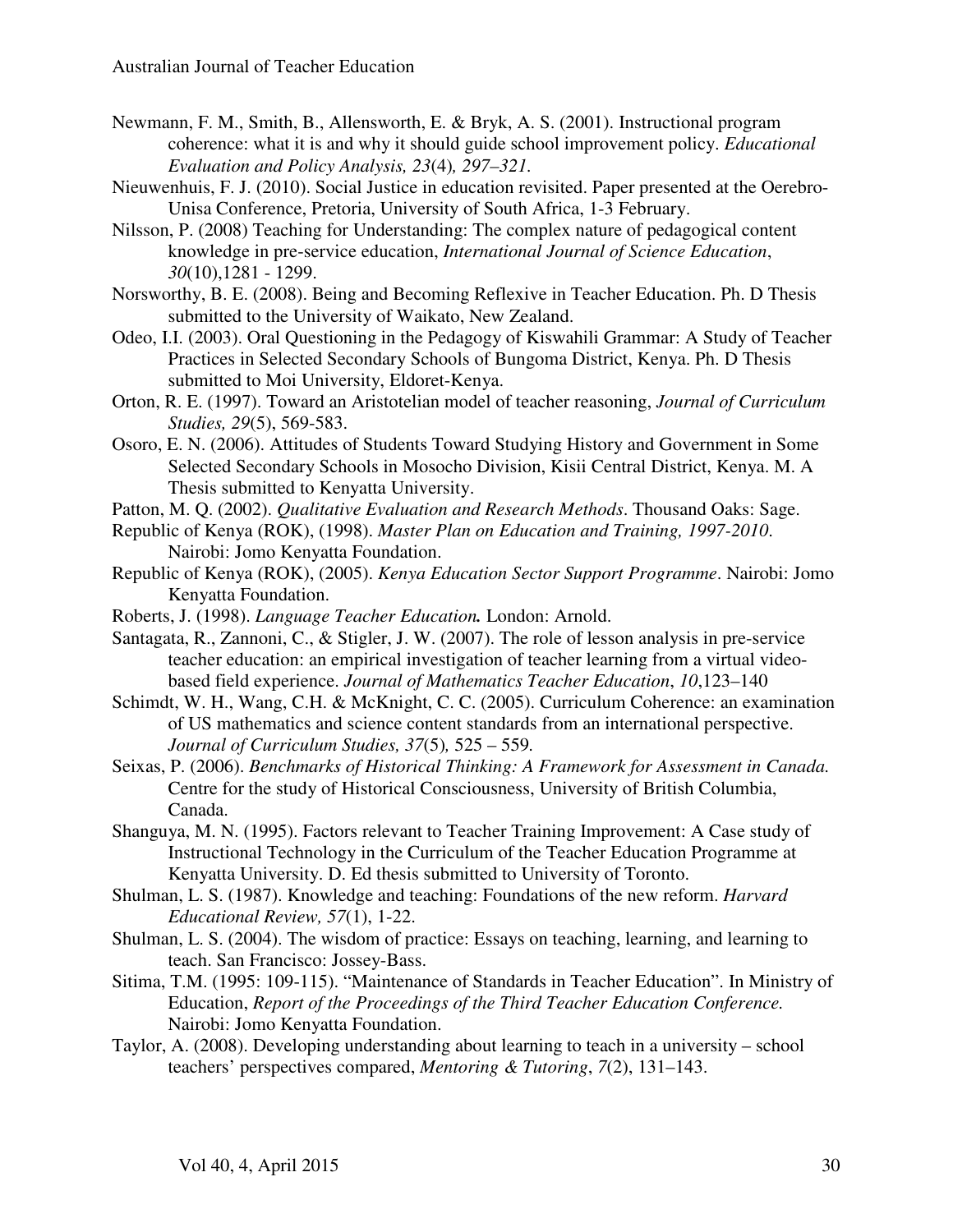Newmann, F. M., Smith, B., Allensworth, E. & Bryk, A. S. (2001). Instructional program coherence: what it is and why it should guide school improvement policy. *Educational Evaluation and Policy Analysis, 23*(4)*, 297–321.*

Nieuwenhuis, F. J. (2010). Social Justice in education revisited. Paper presented at the Oerebro-Unisa Conference, Pretoria, University of South Africa, 1-3 February.

Nilsson, P. (2008) Teaching for Understanding: The complex nature of pedagogical content knowledge in pre-service education, *International Journal of Science Education*, *30*(10),1281 - 1299.

Norsworthy, B. E. (2008). Being and Becoming Reflexive in Teacher Education. Ph. D Thesis submitted to the University of Waikato, New Zealand.

Odeo, I.I. (2003). Oral Questioning in the Pedagogy of Kiswahili Grammar: A Study of Teacher Practices in Selected Secondary Schools of Bungoma District, Kenya. Ph. D Thesis submitted to Moi University, Eldoret-Kenya.

Orton, R. E. (1997). Toward an Aristotelian model of teacher reasoning, *Journal of Curriculum Studies, 29*(5), 569-583.

Osoro, E. N. (2006). Attitudes of Students Toward Studying History and Government in Some Selected Secondary Schools in Mosocho Division, Kisii Central District, Kenya. M. A Thesis submitted to Kenyatta University.

Patton, M. Q. (2002). *Qualitative Evaluation and Research Methods*. Thousand Oaks: Sage.

Republic of Kenya (ROK), (1998). *Master Plan on Education and Training, 1997-2010*. Nairobi: Jomo Kenyatta Foundation.

Republic of Kenya (ROK), (2005). *Kenya Education Sector Support Programme*. Nairobi: Jomo Kenyatta Foundation.

Roberts, J. (1998). *Language Teacher Education.* London: Arnold.

Santagata, R., Zannoni, C., & Stigler, J. W. (2007). The role of lesson analysis in pre-service teacher education: an empirical investigation of teacher learning from a virtual video-based field experience. *Journal of Mathematics Teacher Education*, *10*,123–140

Schimdt, W. H., Wang, C.H. & McKnight, C. C. (2005). Curriculum Coherence: an examination of US mathematics and science content standards from an international perspective. *Journal of Curriculum Studies, 37*(5)*,* 525 – 559*.*

Seixas, P. (2006). *Benchmarks of Historical Thinking: A Framework for Assessment in Canada.* Centre for the study of Historical Consciousness, University of British Columbia, Canada.

Shanguya, M. N. (1995). Factors relevant to Teacher Training Improvement: A Case study of Instructional Technology in the Curriculum of the Teacher Education Programme at Kenyatta University. D. Ed thesis submitted to University of Toronto.

Shulman, L. S. (1987). Knowledge and teaching: Foundations of the new reform. *Harvard Educational Review, 57*(1), 1-22.

Shulman, L. S. (2004). The wisdom of practice: Essays on teaching, learning, and learning to teach. San Francisco: Jossey-Bass.

Sitima, T.M. (1995: 109-115). "Maintenance of Standards in Teacher Education". In Ministry of Education, *Report of the Proceedings of the Third Teacher Education Conference.* Nairobi: Jomo Kenyatta Foundation.

Taylor, A. (2008). Developing understanding about learning to teach in a university – school teachers' perspectives compared, *Mentoring & Tutoring*, *7*(2), 131–143.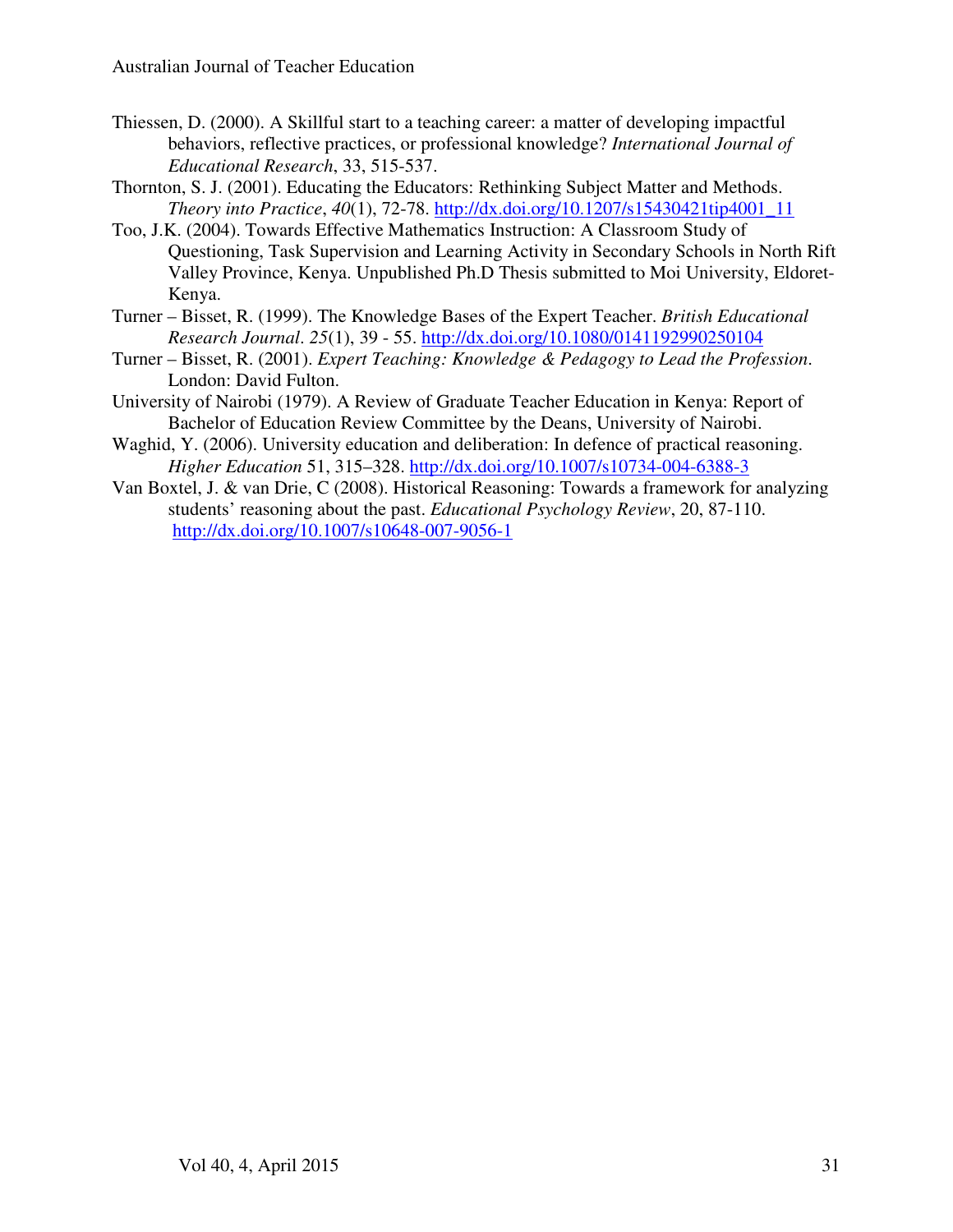Thiessen, D. (2000). A Skillful start to a teaching career: a matter of developing impactful behaviors, reflective practices, or professional knowledge? *International Journal of Educational Research*, 33, 515-537.

Thornton, S. J. (2001). Educating the Educators: Rethinking Subject Matter and Methods. *Theory into Practice*, *40*(1), 72-78. http://dx.doi.org/10.1207/s15430421tip4001_11

Too, J.K. (2004). Towards Effective Mathematics Instruction: A Classroom Study of Questioning, Task Supervision and Learning Activity in Secondary Schools in North Rift Valley Province, Kenya. Unpublished Ph.D Thesis submitted to Moi University, Eldoret-Kenya.

Turner – Bisset, R. (1999). The Knowledge Bases of the Expert Teacher. *British Educational Research Journal*. *25*(1), 39 - 55. http://dx.doi.org/10.1080/0141192990250104

Turner – Bisset, R. (2001). *Expert Teaching: Knowledge & Pedagogy to Lead the Profession*. London: David Fulton.

University of Nairobi (1979). A Review of Graduate Teacher Education in Kenya: Report of Bachelor of Education Review Committee by the Deans, University of Nairobi.

Waghid, Y. (2006). University education and deliberation: In defence of practical reasoning. *Higher Education* 51, 315–328. http://dx.doi.org/10.1007/s10734-004-6388-3

Van Boxtel, J. & van Drie, C (2008). Historical Reasoning: Towards a framework for analyzing students' reasoning about the past. *Educational Psychology Review*, 20, 87-110. http://dx.doi.org/10.1007/s10648-007-9056-1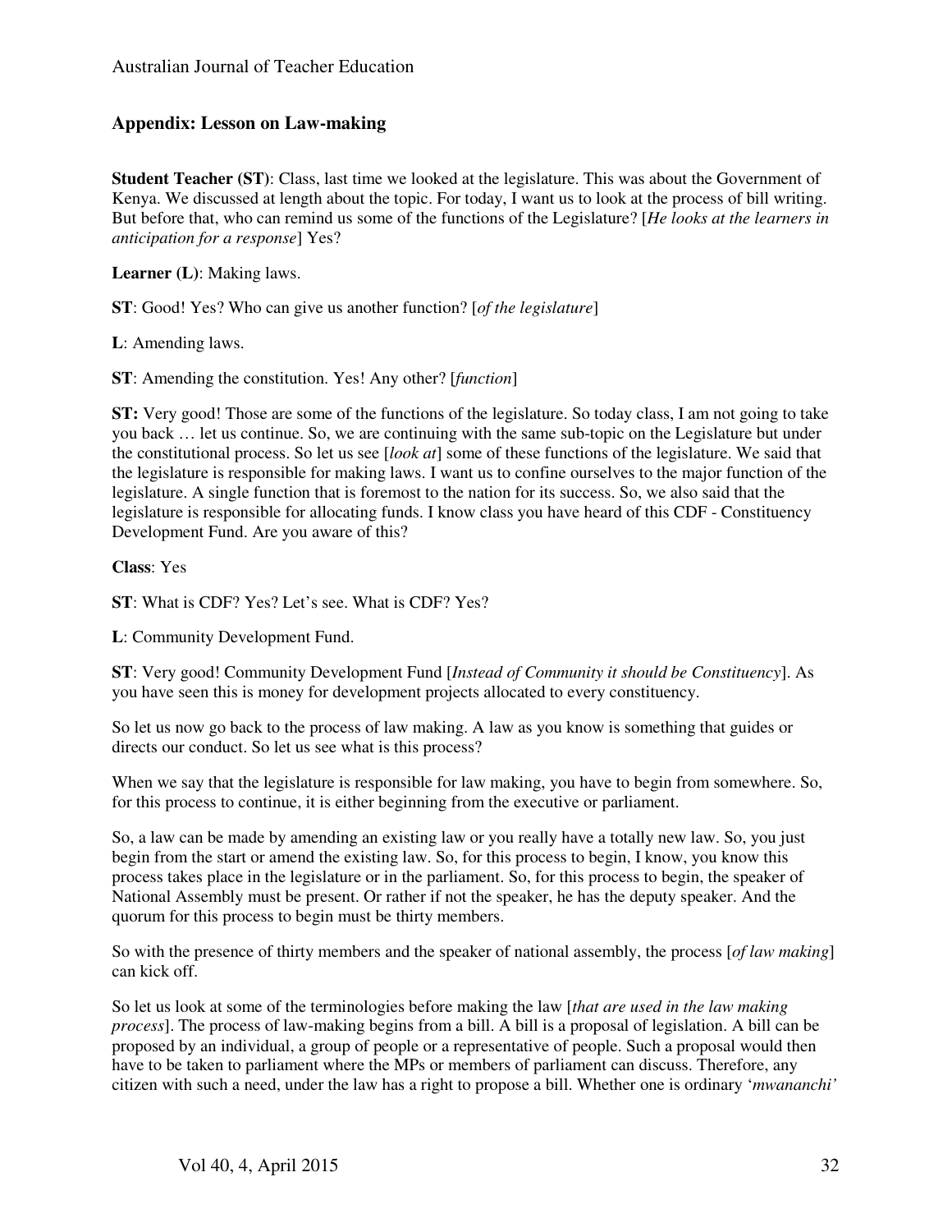## Appendix: Lesson on Law-making

**Student Teacher (ST)**: Class, last time we looked at the legislature. This was about the Government of Kenya. We discussed at length about the topic. For today, I want us to look at the process of bill writing. But before that, who can remind us some of the functions of the Legislature? [*He looks at the learners in anticipation for a response*] Yes?

**Learner (L)**: Making laws.

**ST**: Good! Yes? Who can give us another function? [*of the legislature*]

**L**: Amending laws.

**ST**: Amending the constitution. Yes! Any other? [*function*]

**ST:** Very good! Those are some of the functions of the legislature. So today class, I am not going to take you back … let us continue. So, we are continuing with the same sub-topic on the Legislature but under the constitutional process. So let us see [*look at*] some of these functions of the legislature. We said that the legislature is responsible for making laws. I want us to confine ourselves to the major function of the legislature. A single function that is foremost to the nation for its success. So, we also said that the legislature is responsible for allocating funds. I know class you have heard of this CDF - Constituency Development Fund. Are you aware of this?

**Class**: Yes

**ST**: What is CDF? Yes? Let's see. What is CDF? Yes?

**L**: Community Development Fund.

**ST**: Very good! Community Development Fund [*Instead of Community it should be Constituency*]. As you have seen this is money for development projects allocated to every constituency.

So let us now go back to the process of law making. A law as you know is something that guides or directs our conduct. So let us see what is this process?

When we say that the legislature is responsible for law making, you have to begin from somewhere. So, for this process to continue, it is either beginning from the executive or parliament.

So, a law can be made by amending an existing law or you really have a totally new law. So, you just begin from the start or amend the existing law. So, for this process to begin, I know, you know this process takes place in the legislature or in the parliament. So, for this process to begin, the speaker of National Assembly must be present. Or rather if not the speaker, he has the deputy speaker. And the quorum for this process to begin must be thirty members.

So with the presence of thirty members and the speaker of national assembly, the process [*of law making*] can kick off.

So let us look at some of the terminologies before making the law [*that are used in the law making process*]. The process of law-making begins from a bill. A bill is a proposal of legislation. A bill can be proposed by an individual, a group of people or a representative of people. Such a proposal would then have to be taken to parliament where the MPs or members of parliament can discuss. Therefore, any citizen with such a need, under the law has a right to propose a bill. Whether one is ordinary '*mwananchi*'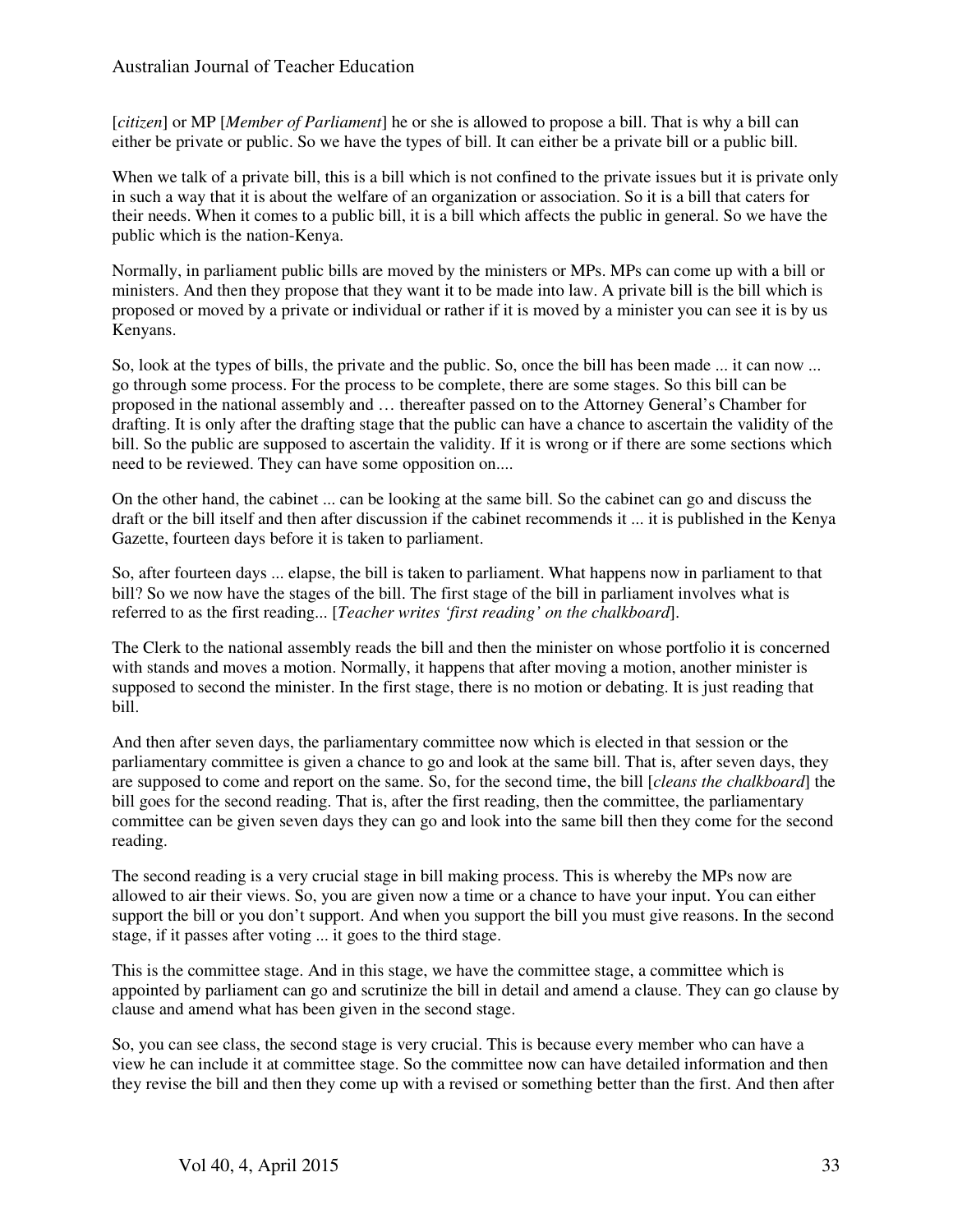[*citizen*] or MP [*Member of Parliament*] he or she is allowed to propose a bill. That is why a bill can either be private or public. So we have the types of bill. It can either be a private bill or a public bill.

When we talk of a private bill, this is a bill which is not confined to the private issues but it is private only in such a way that it is about the welfare of an organization or association. So it is a bill that caters for their needs. When it comes to a public bill, it is a bill which affects the public in general. So we have the public which is the nation-Kenya.

Normally, in parliament public bills are moved by the ministers or MPs. MPs can come up with a bill or ministers. And then they propose that they want it to be made into law. A private bill is the bill which is proposed or moved by a private or individual or rather if it is moved by a minister you can see it is by us Kenyans.

So, look at the types of bills, the private and the public. So, once the bill has been made ... it can now ... go through some process. For the process to be complete, there are some stages. So this bill can be proposed in the national assembly and … thereafter passed on to the Attorney General's Chamber for drafting. It is only after the drafting stage that the public can have a chance to ascertain the validity of the bill. So the public are supposed to ascertain the validity. If it is wrong or if there are some sections which need to be reviewed. They can have some opposition on....

On the other hand, the cabinet ... can be looking at the same bill. So the cabinet can go and discuss the draft or the bill itself and then after discussion if the cabinet recommends it ... it is published in the Kenya Gazette, fourteen days before it is taken to parliament.

So, after fourteen days ... elapse, the bill is taken to parliament. What happens now in parliament to that bill? So we now have the stages of the bill. The first stage of the bill in parliament involves what is referred to as the first reading... [*Teacher writes 'first reading' on the chalkboard*].

The Clerk to the national assembly reads the bill and then the minister on whose portfolio it is concerned with stands and moves a motion. Normally, it happens that after moving a motion, another minister is supposed to second the minister. In the first stage, there is no motion or debating. It is just reading that bill.

And then after seven days, the parliamentary committee now which is elected in that session or the parliamentary committee is given a chance to go and look at the same bill. That is, after seven days, they are supposed to come and report on the same. So, for the second time, the bill [*cleans the chalkboard*] the bill goes for the second reading. That is, after the first reading, then the committee, the parliamentary committee can be given seven days they can go and look into the same bill then they come for the second reading.

The second reading is a very crucial stage in bill making process. This is whereby the MPs now are allowed to air their views. So, you are given now a time or a chance to have your input. You can either support the bill or you don't support. And when you support the bill you must give reasons. In the second stage, if it passes after voting ... it goes to the third stage.

This is the committee stage. And in this stage, we have the committee stage, a committee which is appointed by parliament can go and scrutinize the bill in detail and amend a clause. They can go clause by clause and amend what has been given in the second stage.

So, you can see class, the second stage is very crucial. This is because every member who can have a view he can include it at committee stage. So the committee now can have detailed information and then they revise the bill and then they come up with a revised or something better than the first. And then after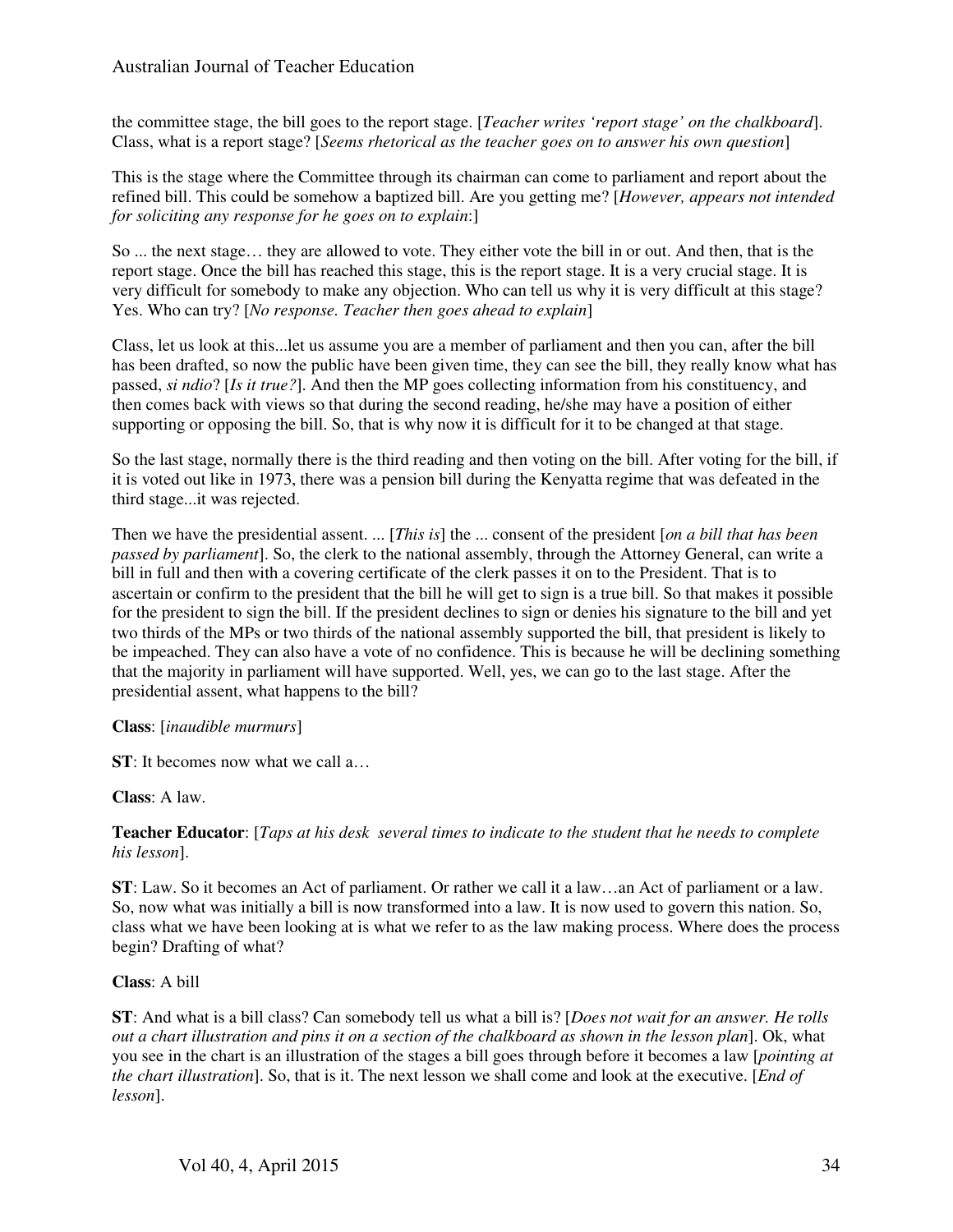the committee stage, the bill goes to the report stage. [*Teacher writes 'report stage' on the chalkboard*]. Class, what is a report stage? [*Seems rhetorical as the teacher goes on to answer his own question*]

This is the stage where the Committee through its chairman can come to parliament and report about the refined bill. This could be somehow a baptized bill. Are you getting me? [*However, appears not intended for soliciting any response for he goes on to explain*:]

So ... the next stage… they are allowed to vote. They either vote the bill in or out. And then, that is the report stage. Once the bill has reached this stage, this is the report stage. It is a very crucial stage. It is very difficult for somebody to make any objection. Who can tell us why it is very difficult at this stage? Yes. Who can try? [*No response. Teacher then goes ahead to explain*]

Class, let us look at this...let us assume you are a member of parliament and then you can, after the bill has been drafted, so now the public have been given time, they can see the bill, they really know what has passed, *si ndio*? [*Is it true?*]. And then the MP goes collecting information from his constituency, and then comes back with views so that during the second reading, he/she may have a position of either supporting or opposing the bill. So, that is why now it is difficult for it to be changed at that stage.

So the last stage, normally there is the third reading and then voting on the bill. After voting for the bill, if it is voted out like in 1973, there was a pension bill during the Kenyatta regime that was defeated in the third stage...it was rejected.

Then we have the presidential assent. ... [*This is*] the ... consent of the president [*on a bill that has been passed by parliament*]. So, the clerk to the national assembly, through the Attorney General, can write a bill in full and then with a covering certificate of the clerk passes it on to the President. That is to ascertain or confirm to the president that the bill he will get to sign is a true bill. So that makes it possible for the president to sign the bill. If the president declines to sign or denies his signature to the bill and yet two thirds of the MPs or two thirds of the national assembly supported the bill, that president is likely to be impeached. They can also have a vote of no confidence. This is because he will be declining something that the majority in parliament will have supported. Well, yes, we can go to the last stage. After the presidential assent, what happens to the bill?

**Class**: [*inaudible murmurs*]

**ST**: It becomes now what we call a…

**Class**: A law.

**Teacher Educator**: [*Taps at his desk several times to indicate to the student that he needs to complete his lesson*].

**ST**: Law. So it becomes an Act of parliament. Or rather we call it a law…an Act of parliament or a law. So, now what was initially a bill is now transformed into a law. It is now used to govern this nation. So, class what we have been looking at is what we refer to as the law making process. Where does the process begin? Drafting of what?

**Class**: A bill

**ST**: And what is a bill class? Can somebody tell us what a bill is? [*Does not wait for an answer. He rolls out a chart illustration and pins it on a section of the chalkboard as shown in the lesson plan*]. Ok, what you see in the chart is an illustration of the stages a bill goes through before it becomes a law [*pointing at the chart illustration*]. So, that is it. The next lesson we shall come and look at the executive. [*End of lesson*].